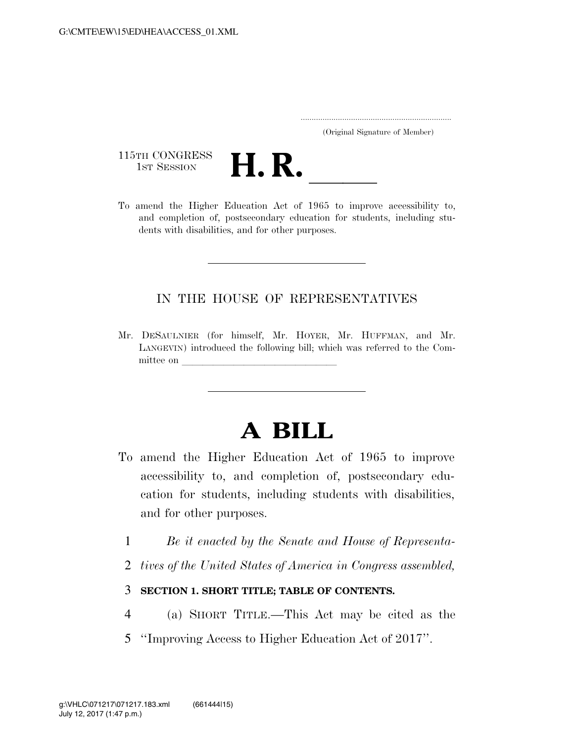(Original Signature of Member)

115TH CONGRESS
1ST SESSION

# H. R. \_\_\_\_\_

To amend the Higher Education Act of 1965 to improve accessibility to, and completion of, postsecondary education for students, including students with disabilities, and for other purposes.

---

## IN THE HOUSE OF REPRESENTATIVES

Mr. DESAULNIER (for himself, Mr. HOYER, Mr. HUFFMAN, and Mr. LANGEVIN) introduced the following bill; which was referred to the Committee on \_\_\_\_\_\_\_\_\_\_\_\_\_\_\_\_\_\_\_\_\_\_\_\_\_\_\_\_\_\_

---

# A BILL

To amend the Higher Education Act of 1965 to improve accessibility to, and completion of, postsecondary education for students, including students with disabilities, and for other purposes.

1 *Be it enacted by the Senate and House of Representa-*
2 *tives of the United States of America in Congress assembled,*

3 **SECTION 1. SHORT TITLE; TABLE OF CONTENTS.**

4 (a) SHORT TITLE.—This Act may be cited as the
5 "Improving Access to Higher Education Act of 2017".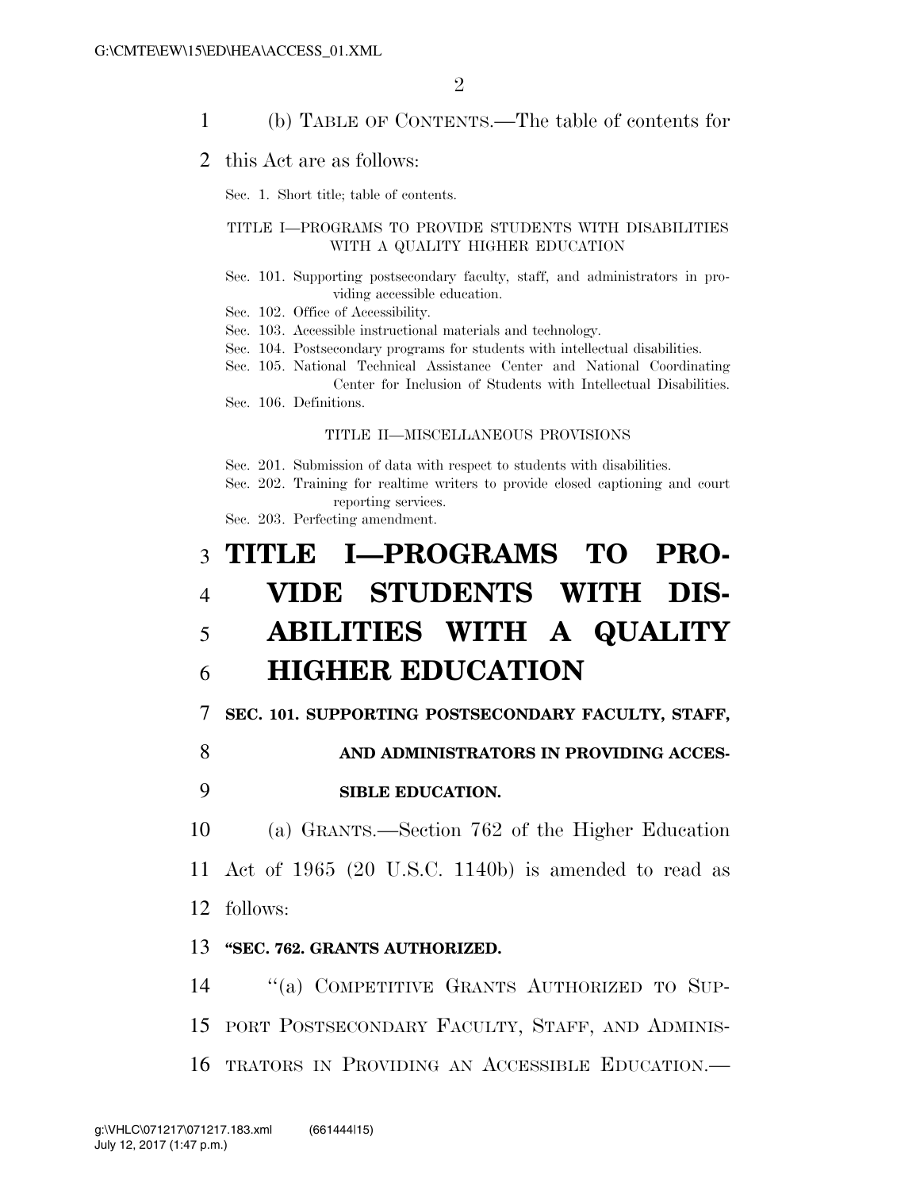(b) TABLE OF CONTENTS.—The table of contents for this Act are as follows:

Sec. 1. Short title; table of contents.

TITLE I—PROGRAMS TO PROVIDE STUDENTS WITH DISABILITIES WITH A QUALITY HIGHER EDUCATION

Sec. 101. Supporting postsecondary faculty, staff, and administrators in providing accessible education.
Sec. 102. Office of Accessibility.
Sec. 103. Accessible instructional materials and technology.
Sec. 104. Postsecondary programs for students with intellectual disabilities.
Sec. 105. National Technical Assistance Center and National Coordinating Center for Inclusion of Students with Intellectual Disabilities.
Sec. 106. Definitions.

TITLE II—MISCELLANEOUS PROVISIONS

Sec. 201. Submission of data with respect to students with disabilities.
Sec. 202. Training for realtime writers to provide closed captioning and court reporting services.
Sec. 203. Perfecting amendment.

# TITLE I—PROGRAMS TO PROVIDE STUDENTS WITH DISABILITIES WITH A QUALITY HIGHER EDUCATION

## SEC. 101. SUPPORTING POSTSECONDARY FACULTY, STAFF, AND ADMINISTRATORS IN PROVIDING ACCESSIBLE EDUCATION.

(a) GRANTS.—Section 762 of the Higher Education Act of 1965 (20 U.S.C. 1140b) is amended to read as follows:

**"SEC. 762. GRANTS AUTHORIZED.**

"(a) COMPETITIVE GRANTS AUTHORIZED TO SUPPORT POSTSECONDARY FACULTY, STAFF, AND ADMINISTRATORS IN PROVIDING AN ACCESSIBLE EDUCATION.—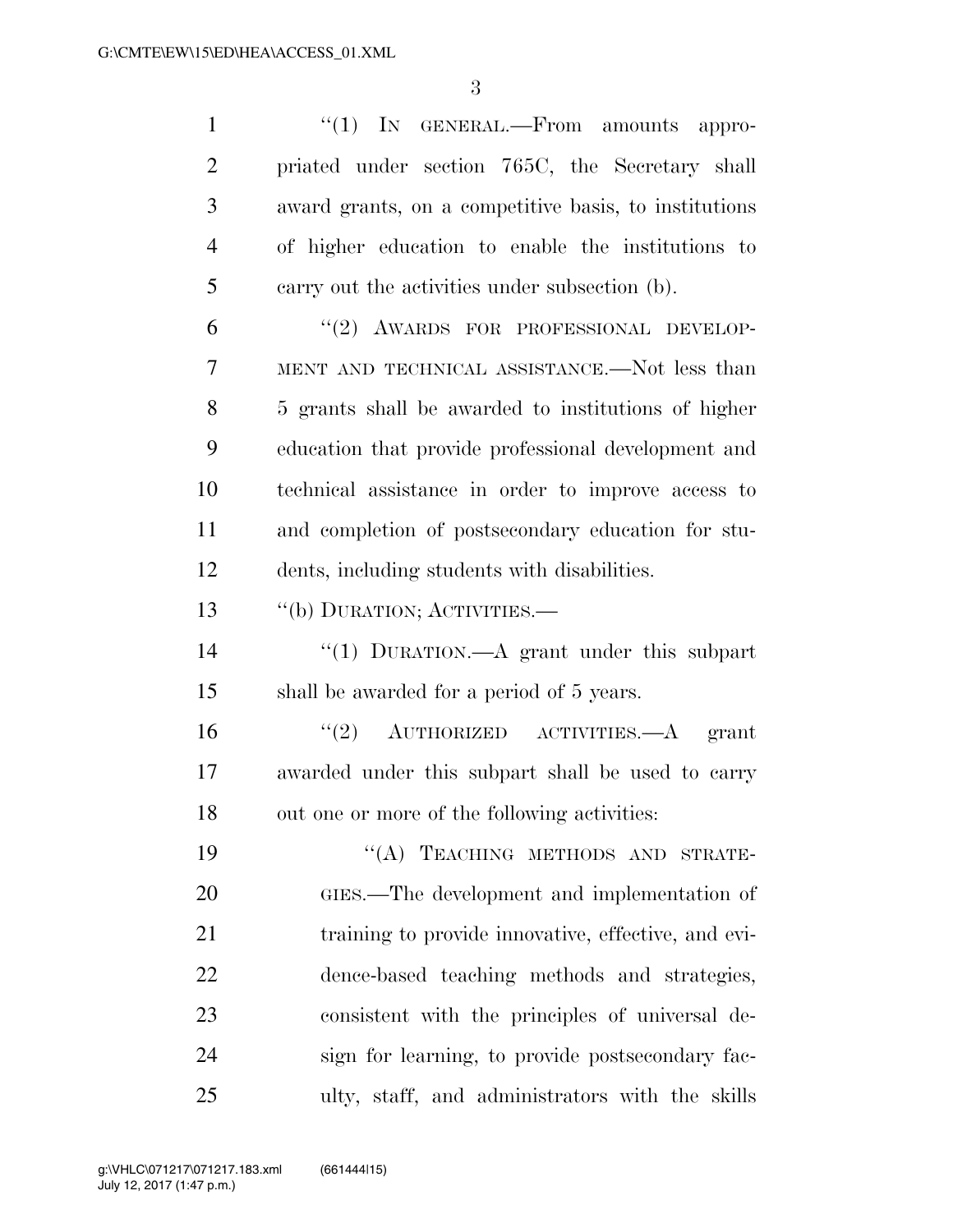"(1) IN GENERAL.—From amounts appropriated under section 765C, the Secretary shall award grants, on a competitive basis, to institutions of higher education to enable the institutions to carry out the activities under subsection (b).

"(2) AWARDS FOR PROFESSIONAL DEVELOPMENT AND TECHNICAL ASSISTANCE.—Not less than 5 grants shall be awarded to institutions of higher education that provide professional development and technical assistance in order to improve access to and completion of postsecondary education for students, including students with disabilities.

"(b) DURATION; ACTIVITIES.—

"(1) DURATION.—A grant under this subpart shall be awarded for a period of 5 years.

"(2) AUTHORIZED ACTIVITIES.—A grant awarded under this subpart shall be used to carry out one or more of the following activities:

"(A) TEACHING METHODS AND STRATEGIES.—The development and implementation of training to provide innovative, effective, and evidence-based teaching methods and strategies, consistent with the principles of universal design for learning, to provide postsecondary faculty, staff, and administrators with the skills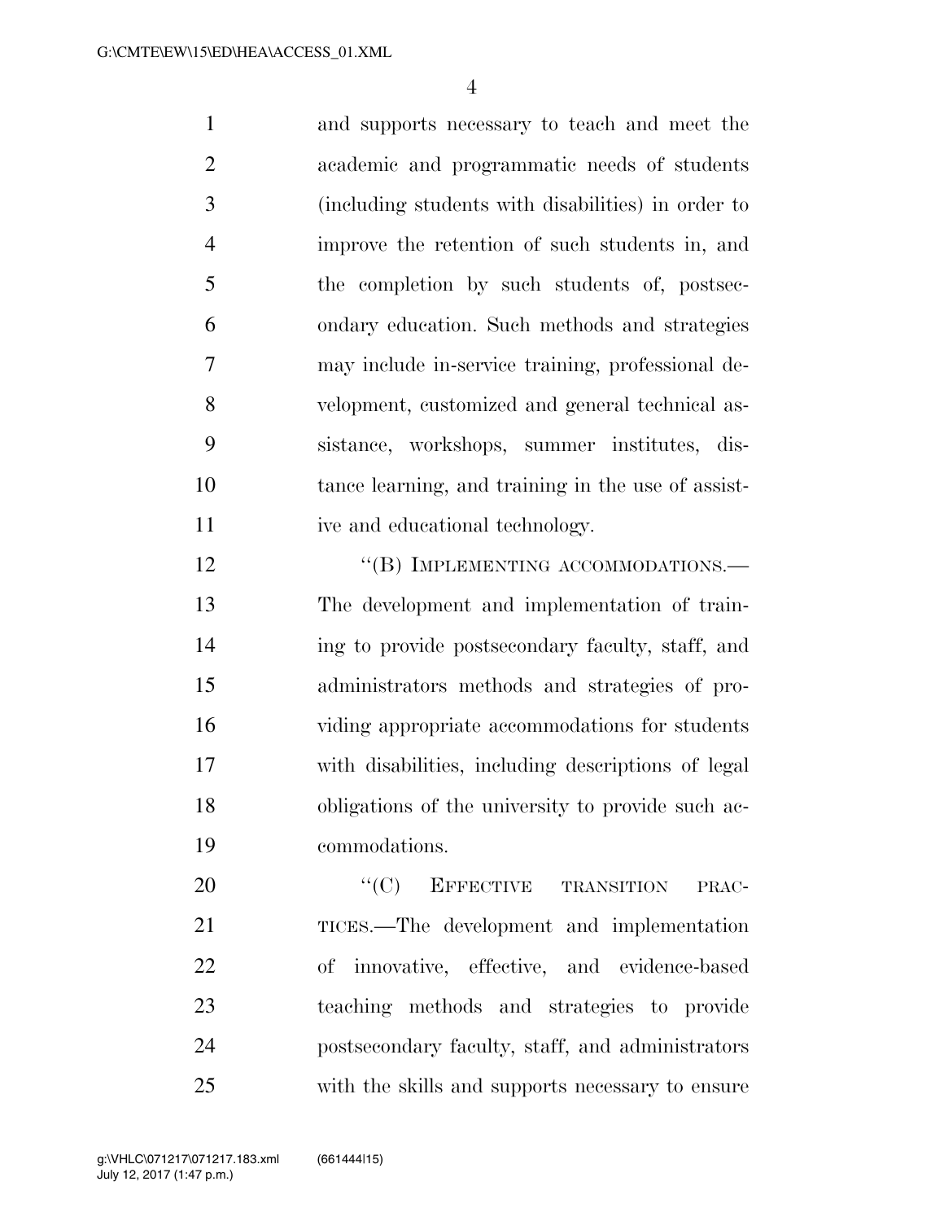and supports necessary to teach and meet the academic and programmatic needs of students (including students with disabilities) in order to improve the retention of such students in, and the completion by such students of, postsecondary education. Such methods and strategies may include in-service training, professional development, customized and general technical assistance, workshops, summer institutes, distance learning, and training in the use of assistive and educational technology.

"(B) IMPLEMENTING ACCOMMODATIONS.—The development and implementation of training to provide postsecondary faculty, staff, and administrators methods and strategies of providing appropriate accommodations for students with disabilities, including descriptions of legal obligations of the university to provide such accommodations.

"(C) EFFECTIVE TRANSITION PRACTICES.—The development and implementation of innovative, effective, and evidence-based teaching methods and strategies to provide postsecondary faculty, staff, and administrators with the skills and supports necessary to ensure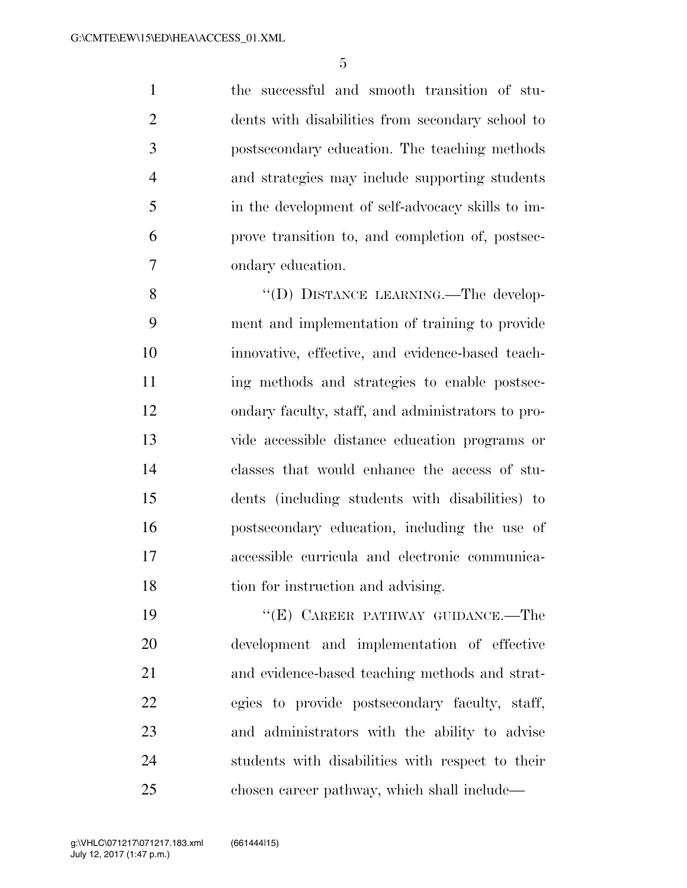the successful and smooth transition of students with disabilities from secondary school to postsecondary education. The teaching methods and strategies may include supporting students in the development of self-advocacy skills to improve transition to, and completion of, postsecondary education.

"(D) DISTANCE LEARNING.—The development and implementation of training to provide innovative, effective, and evidence-based teaching methods and strategies to enable postsecondary faculty, staff, and administrators to provide accessible distance education programs or classes that would enhance the access of students (including students with disabilities) to postsecondary education, including the use of accessible curricula and electronic communication for instruction and advising.

"(E) CAREER PATHWAY GUIDANCE.—The development and implementation of effective and evidence-based teaching methods and strategies to provide postsecondary faculty, staff, and administrators with the ability to advise students with disabilities with respect to their chosen career pathway, which shall include—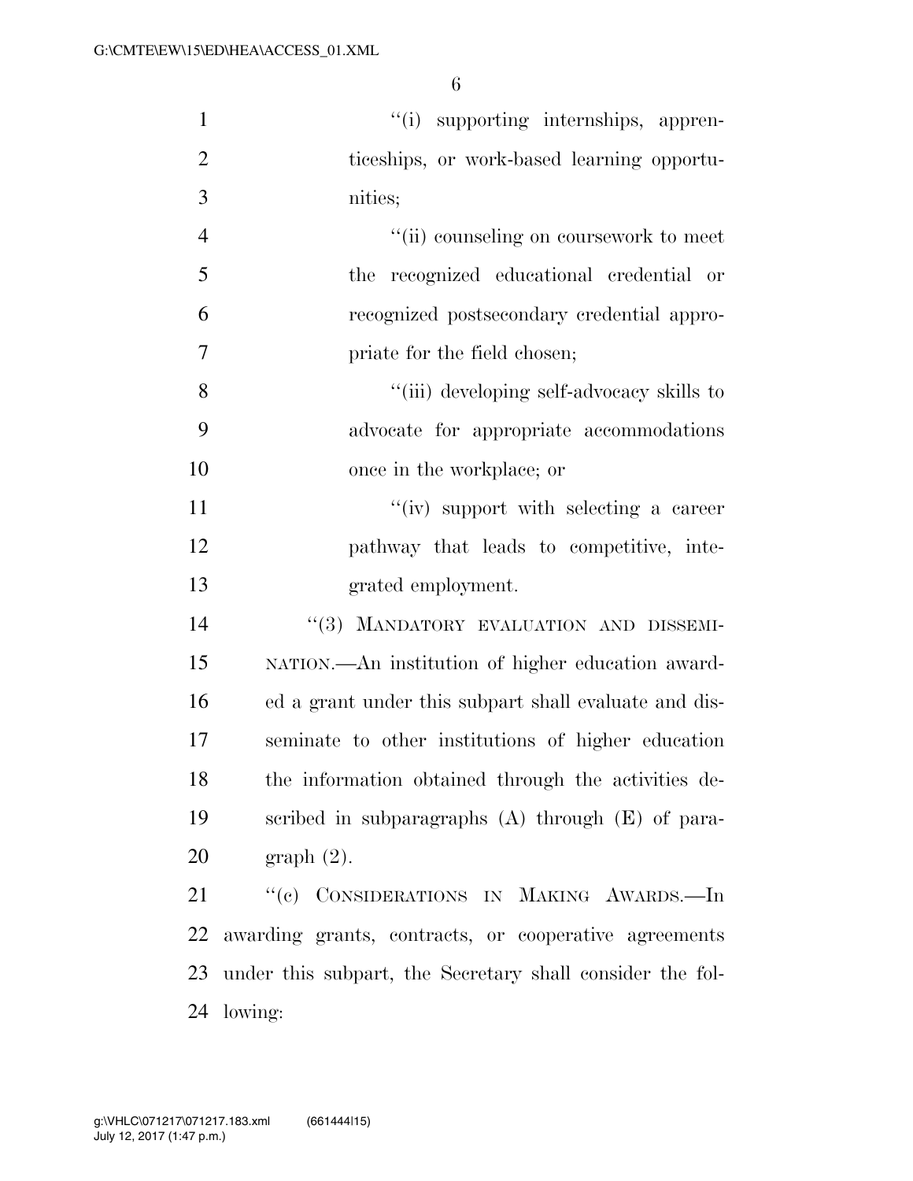"(i) supporting internships, apprenticeships, or work-based learning opportunities;

"(ii) counseling on coursework to meet the recognized educational credential or recognized postsecondary credential appropriate for the field chosen;

"(iii) developing self-advocacy skills to advocate for appropriate accommodations once in the workplace; or

"(iv) support with selecting a career pathway that leads to competitive, integrated employment.

"(3) MANDATORY EVALUATION AND DISSEMINATION.—An institution of higher education awarded a grant under this subpart shall evaluate and disseminate to other institutions of higher education the information obtained through the activities described in subparagraphs (A) through (E) of paragraph (2).

"(c) CONSIDERATIONS IN MAKING AWARDS.—In awarding grants, contracts, or cooperative agreements under this subpart, the Secretary shall consider the following: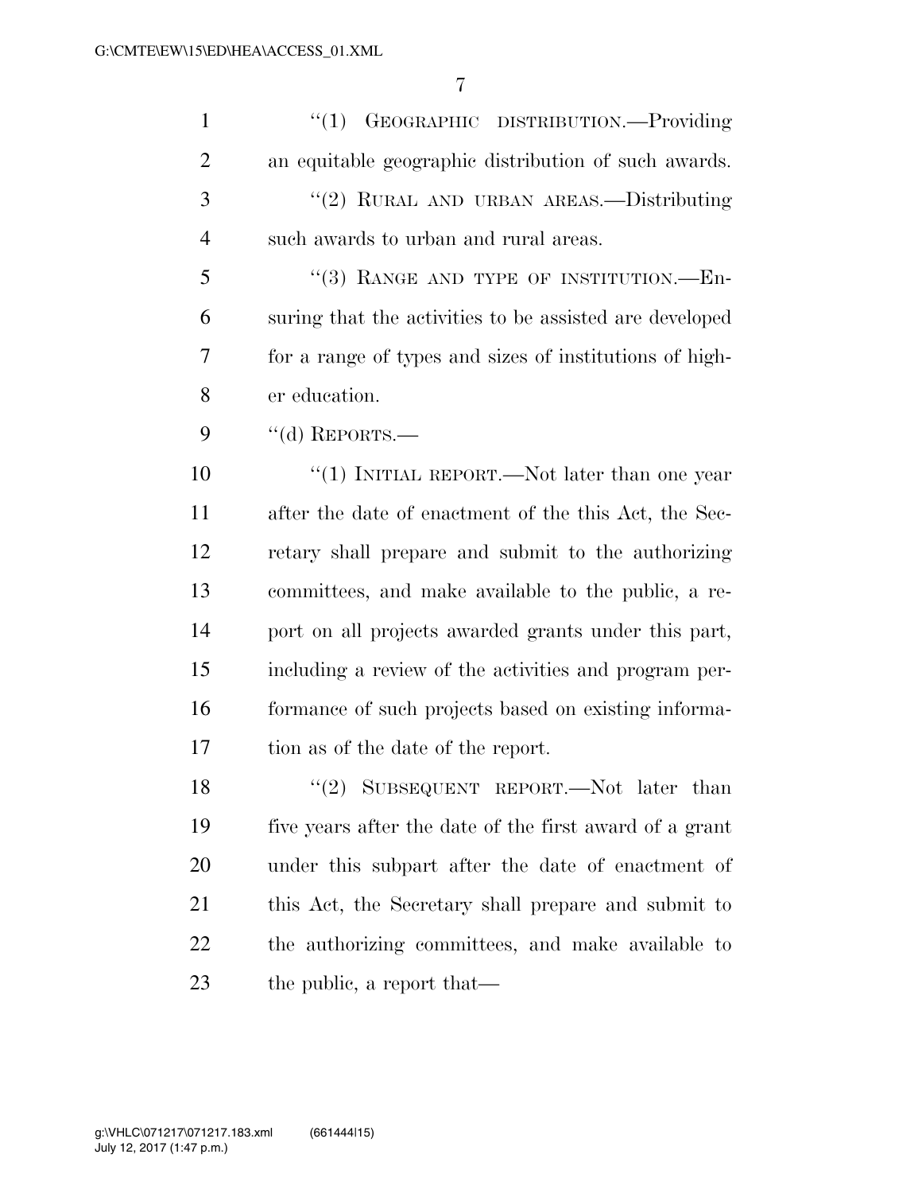"(1) GEOGRAPHIC DISTRIBUTION.—Providing an equitable geographic distribution of such awards.

"(2) RURAL AND URBAN AREAS.—Distributing such awards to urban and rural areas.

"(3) RANGE AND TYPE OF INSTITUTION.—Ensuring that the activities to be assisted are developed for a range of types and sizes of institutions of higher education.

"(d) REPORTS.—

"(1) INITIAL REPORT.—Not later than one year after the date of enactment of the this Act, the Secretary shall prepare and submit to the authorizing committees, and make available to the public, a report on all projects awarded grants under this part, including a review of the activities and program performance of such projects based on existing information as of the date of the report.

"(2) SUBSEQUENT REPORT.—Not later than five years after the date of the first award of a grant under this subpart after the date of enactment of this Act, the Secretary shall prepare and submit to the authorizing committees, and make available to the public, a report that—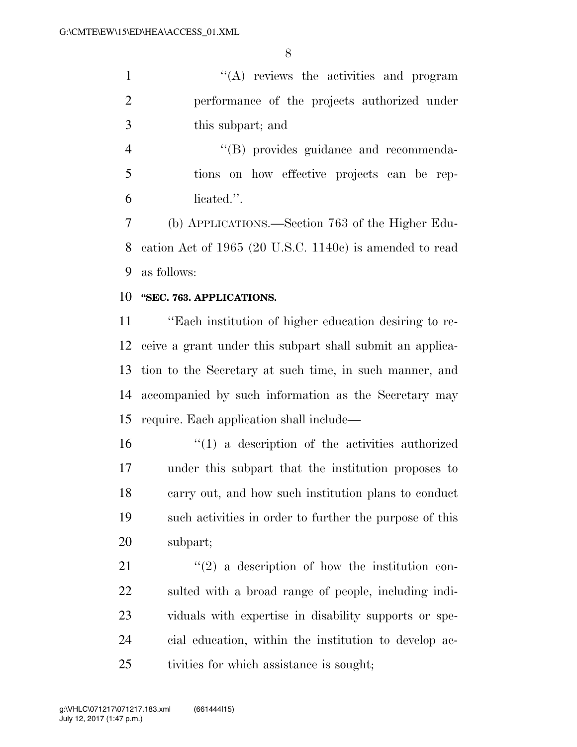"(A) reviews the activities and program performance of the projects authorized under this subpart; and

"(B) provides guidance and recommendations on how effective projects can be replicated.".

(b) APPLICATIONS.—Section 763 of the Higher Education Act of 1965 (20 U.S.C. 1140c) is amended to read as follows:

**"SEC. 763. APPLICATIONS.**

"Each institution of higher education desiring to receive a grant under this subpart shall submit an application to the Secretary at such time, in such manner, and accompanied by such information as the Secretary may require. Each application shall include—

"(1) a description of the activities authorized under this subpart that the institution proposes to carry out, and how such institution plans to conduct such activities in order to further the purpose of this subpart;

"(2) a description of how the institution consulted with a broad range of people, including individuals with expertise in disability supports or special education, within the institution to develop activities for which assistance is sought;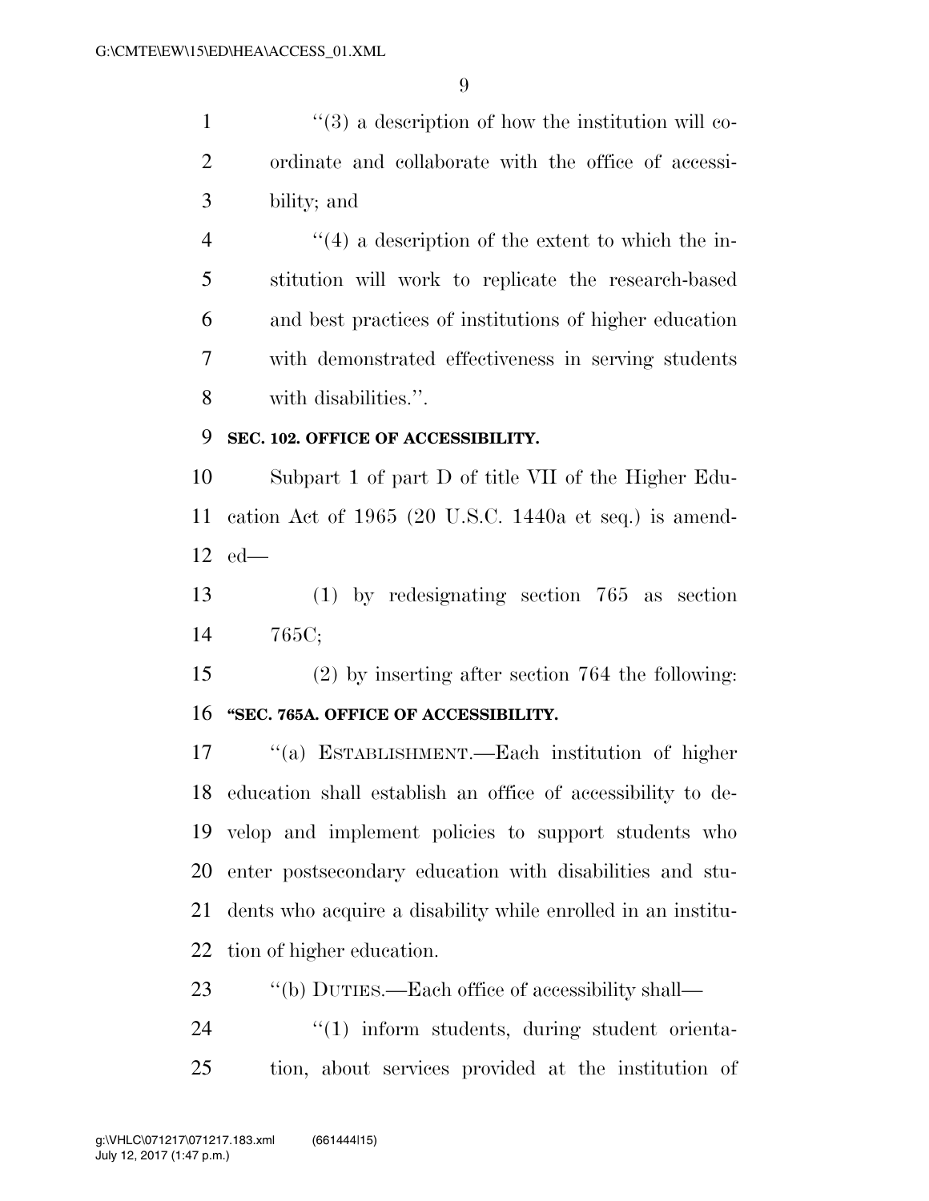"(3) a description of how the institution will coordinate and collaborate with the office of accessibility; and

"(4) a description of the extent to which the institution will work to replicate the research-based and best practices of institutions of higher education with demonstrated effectiveness in serving students with disabilities.".

**SEC. 102. OFFICE OF ACCESSIBILITY.**

Subpart 1 of part D of title VII of the Higher Education Act of 1965 (20 U.S.C. 1440a et seq.) is amended—

(1) by redesignating section 765 as section 765C;

(2) by inserting after section 764 the following:

**"SEC. 765A. OFFICE OF ACCESSIBILITY.**

"(a) ESTABLISHMENT.—Each institution of higher education shall establish an office of accessibility to develop and implement policies to support students who enter postsecondary education with disabilities and students who acquire a disability while enrolled in an institution of higher education.

"(b) DUTIES.—Each office of accessibility shall—

"(1) inform students, during student orientation, about services provided at the institution of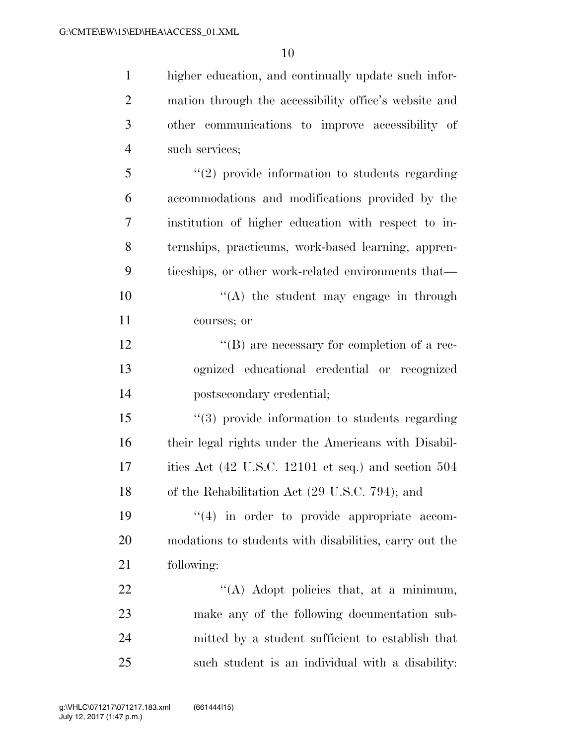higher education, and continually update such information through the accessibility office's website and other communications to improve accessibility of such services;

"(2) provide information to students regarding accommodations and modifications provided by the institution of higher education with respect to internships, practicums, work-based learning, apprenticeships, or other work-related environments that—

"(A) the student may engage in through courses; or

"(B) are necessary for completion of a recognized educational credential or recognized postsecondary credential;

"(3) provide information to students regarding their legal rights under the Americans with Disabilities Act (42 U.S.C. 12101 et seq.) and section 504 of the Rehabilitation Act (29 U.S.C. 794); and

"(4) in order to provide appropriate accommodations to students with disabilities, carry out the following:

"(A) Adopt policies that, at a minimum, make any of the following documentation submitted by a student sufficient to establish that such student is an individual with a disability: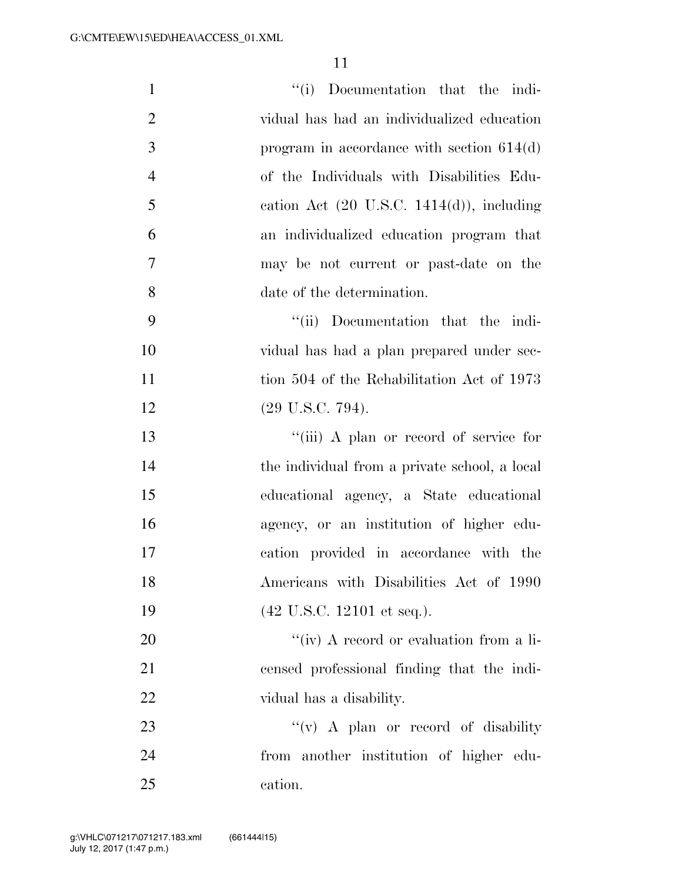"(i) Documentation that the individual has had an individualized education program in accordance with section 614(d) of the Individuals with Disabilities Education Act (20 U.S.C. 1414(d)), including an individualized education program that may be not current or past-date on the date of the determination.

"(ii) Documentation that the individual has had a plan prepared under section 504 of the Rehabilitation Act of 1973 (29 U.S.C. 794).

"(iii) A plan or record of service for the individual from a private school, a local educational agency, a State educational agency, or an institution of higher education provided in accordance with the Americans with Disabilities Act of 1990 (42 U.S.C. 12101 et seq.).

"(iv) A record or evaluation from a licensed professional finding that the individual has a disability.

"(v) A plan or record of disability from another institution of higher education.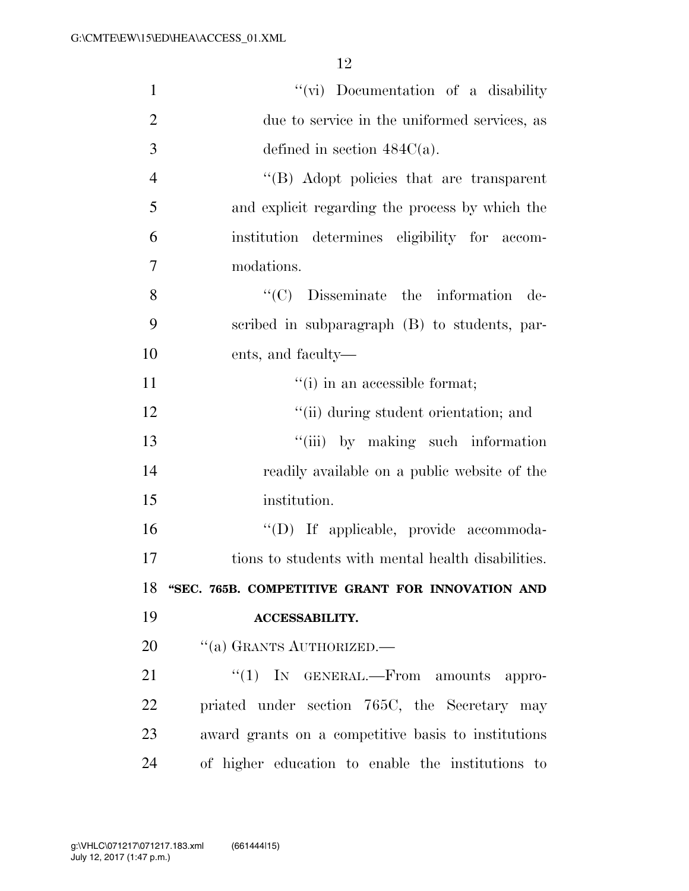"(vi) Documentation of a disability due to service in the uniformed services, as defined in section 484C(a).

"(B) Adopt policies that are transparent and explicit regarding the process by which the institution determines eligibility for accommodations.

"(C) Disseminate the information described in subparagraph (B) to students, parents, and faculty—

"(i) in an accessible format;

"(ii) during student orientation; and

"(iii) by making such information readily available on a public website of the institution.

"(D) If applicable, provide accommodations to students with mental health disabilities.

**"SEC. 765B. COMPETITIVE GRANT FOR INNOVATION AND ACCESSABILITY.**

"(a) GRANTS AUTHORIZED.—

"(1) IN GENERAL.—From amounts appropriated under section 765C, the Secretary may award grants on a competitive basis to institutions of higher education to enable the institutions to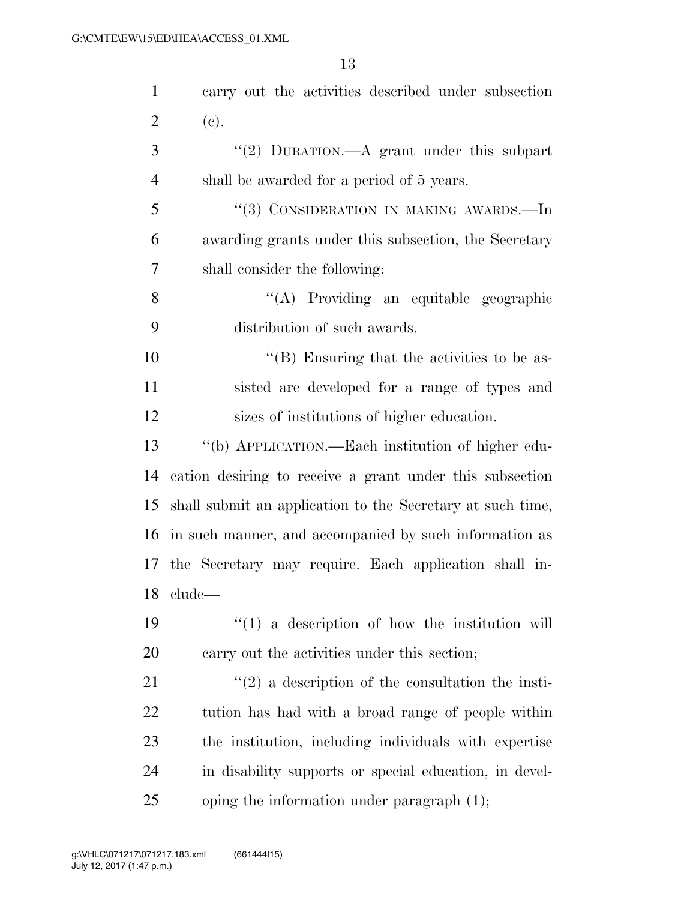carry out the activities described under subsection (c).

"(2) DURATION.—A grant under this subpart shall be awarded for a period of 5 years.

"(3) CONSIDERATION IN MAKING AWARDS.—In awarding grants under this subsection, the Secretary shall consider the following:

"(A) Providing an equitable geographic distribution of such awards.

"(B) Ensuring that the activities to be assisted are developed for a range of types and sizes of institutions of higher education.

"(b) APPLICATION.—Each institution of higher education desiring to receive a grant under this subsection shall submit an application to the Secretary at such time, in such manner, and accompanied by such information as the Secretary may require. Each application shall include—

"(1) a description of how the institution will carry out the activities under this section;

"(2) a description of the consultation the institution has had with a broad range of people within the institution, including individuals with expertise in disability supports or special education, in developing the information under paragraph (1);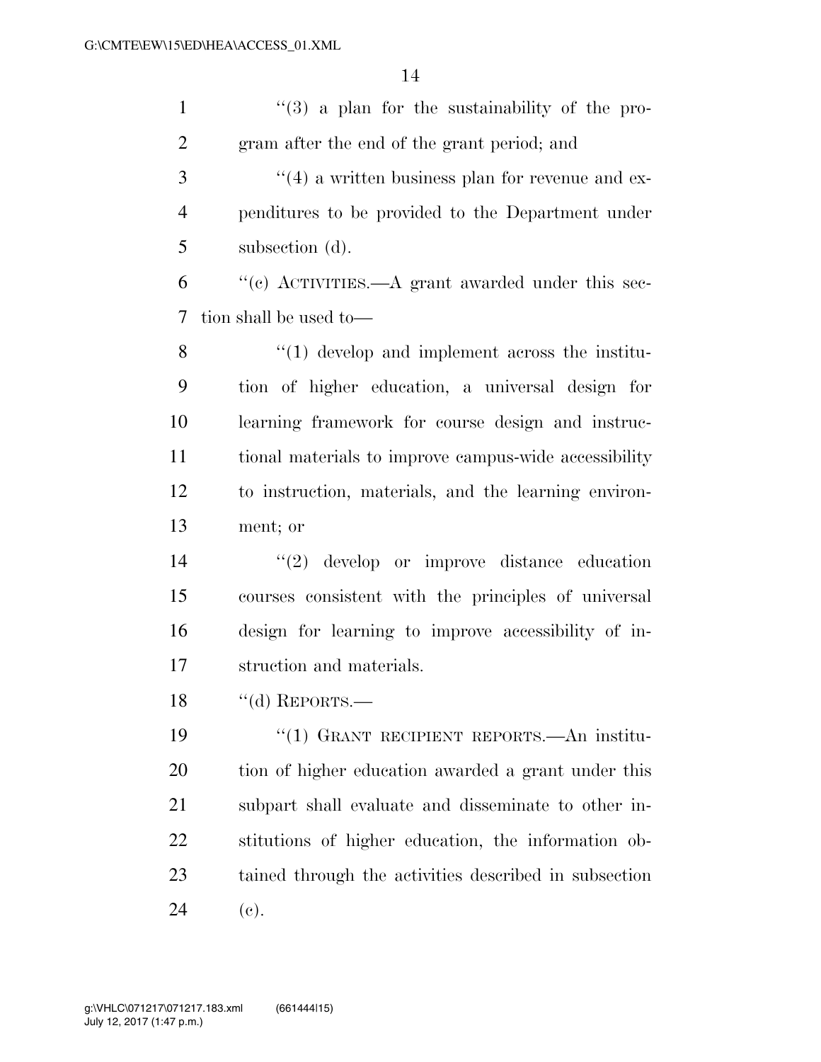''(3) a plan for the sustainability of the program after the end of the grant period; and

''(4) a written business plan for revenue and expenditures to be provided to the Department under subsection (d).

''(c) ACTIVITIES.—A grant awarded under this section shall be used to—

''(1) develop and implement across the institution of higher education, a universal design for learning framework for course design and instructional materials to improve campus-wide accessibility to instruction, materials, and the learning environment; or

''(2) develop or improve distance education courses consistent with the principles of universal design for learning to improve accessibility of instruction and materials.

''(d) REPORTS.—

''(1) GRANT RECIPIENT REPORTS.—An institution of higher education awarded a grant under this subpart shall evaluate and disseminate to other institutions of higher education, the information obtained through the activities described in subsection (c).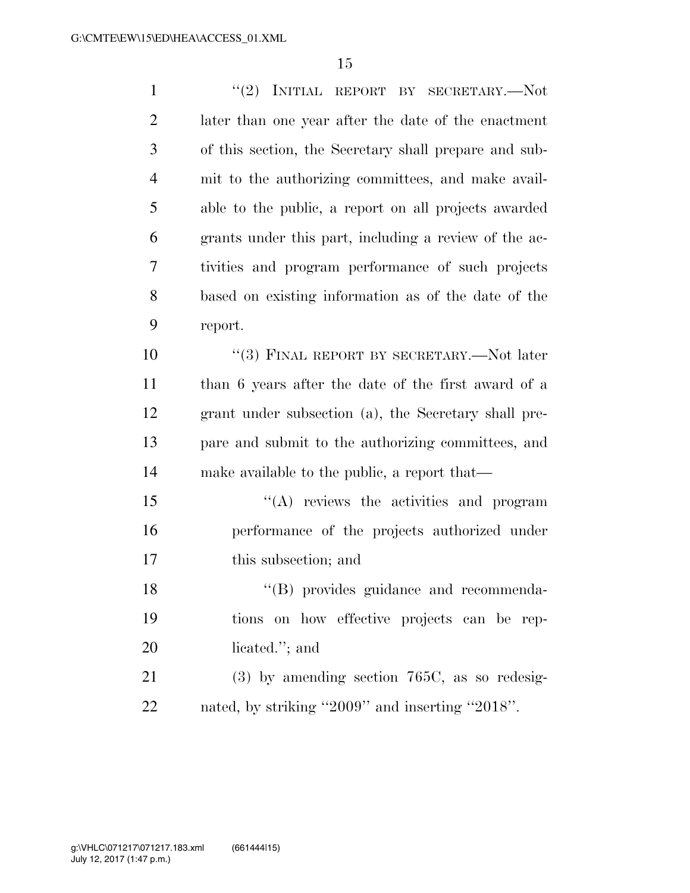"(2) INITIAL REPORT BY SECRETARY.—Not later than one year after the date of the enactment of this section, the Secretary shall prepare and submit to the authorizing committees, and make available to the public, a report on all projects awarded grants under this part, including a review of the activities and program performance of such projects based on existing information as of the date of the report.

"(3) FINAL REPORT BY SECRETARY.—Not later than 6 years after the date of the first award of a grant under subsection (a), the Secretary shall prepare and submit to the authorizing committees, and make available to the public, a report that—

"(A) reviews the activities and program performance of the projects authorized under this subsection; and

"(B) provides guidance and recommendations on how effective projects can be replicated."; and

(3) by amending section 765C, as so redesignated, by striking "2009" and inserting "2018".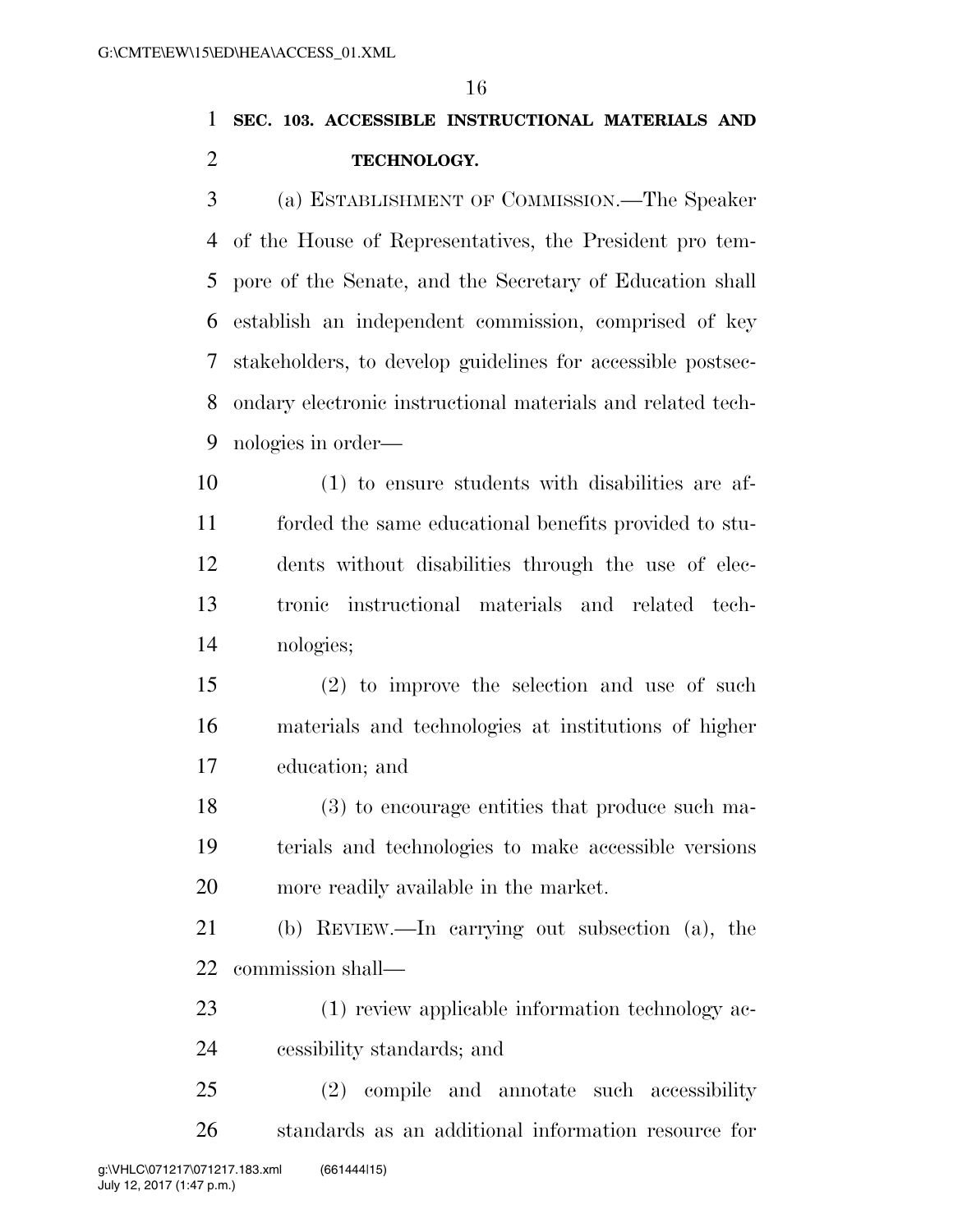**SEC. 103. ACCESSIBLE INSTRUCTIONAL MATERIALS AND TECHNOLOGY.**

(a) ESTABLISHMENT OF COMMISSION.—The Speaker of the House of Representatives, the President pro tempore of the Senate, and the Secretary of Education shall establish an independent commission, comprised of key stakeholders, to develop guidelines for accessible postsecondary electronic instructional materials and related technologies in order—

(1) to ensure students with disabilities are afforded the same educational benefits provided to students without disabilities through the use of electronic instructional materials and related technologies;

(2) to improve the selection and use of such materials and technologies at institutions of higher education; and

(3) to encourage entities that produce such materials and technologies to make accessible versions more readily available in the market.

(b) REVIEW.—In carrying out subsection (a), the commission shall—

(1) review applicable information technology accessibility standards; and

(2) compile and annotate such accessibility standards as an additional information resource for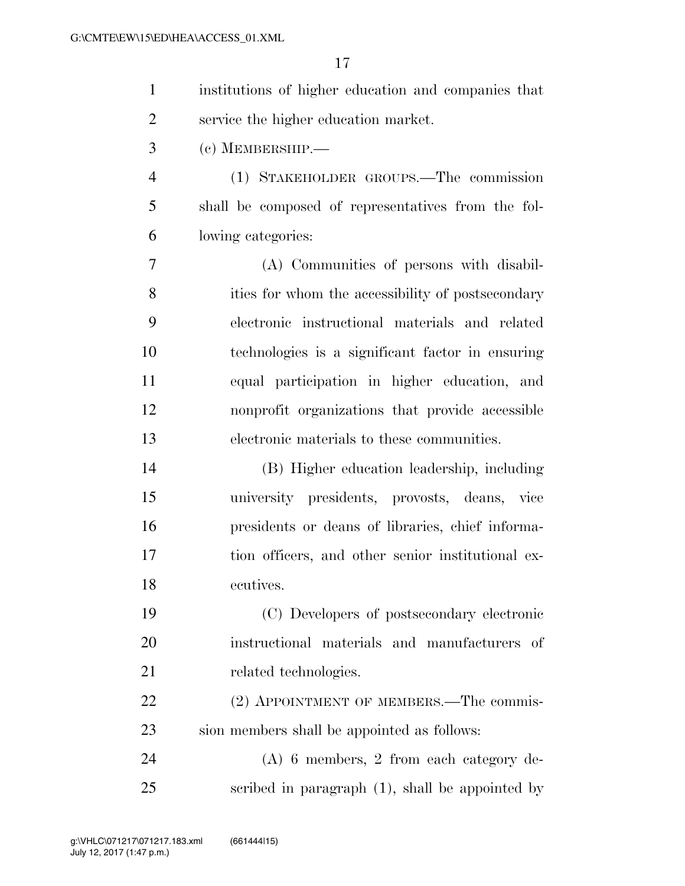institutions of higher education and companies that service the higher education market.

(c) MEMBERSHIP.—

(1) STAKEHOLDER GROUPS.—The commission shall be composed of representatives from the following categories:

(A) Communities of persons with disabilities for whom the accessibility of postsecondary electronic instructional materials and related technologies is a significant factor in ensuring equal participation in higher education, and nonprofit organizations that provide accessible electronic materials to these communities.

(B) Higher education leadership, including university presidents, provosts, deans, vice presidents or deans of libraries, chief information officers, and other senior institutional executives.

(C) Developers of postsecondary electronic instructional materials and manufacturers of related technologies.

(2) APPOINTMENT OF MEMBERS.—The commission members shall be appointed as follows:

(A) 6 members, 2 from each category described in paragraph (1), shall be appointed by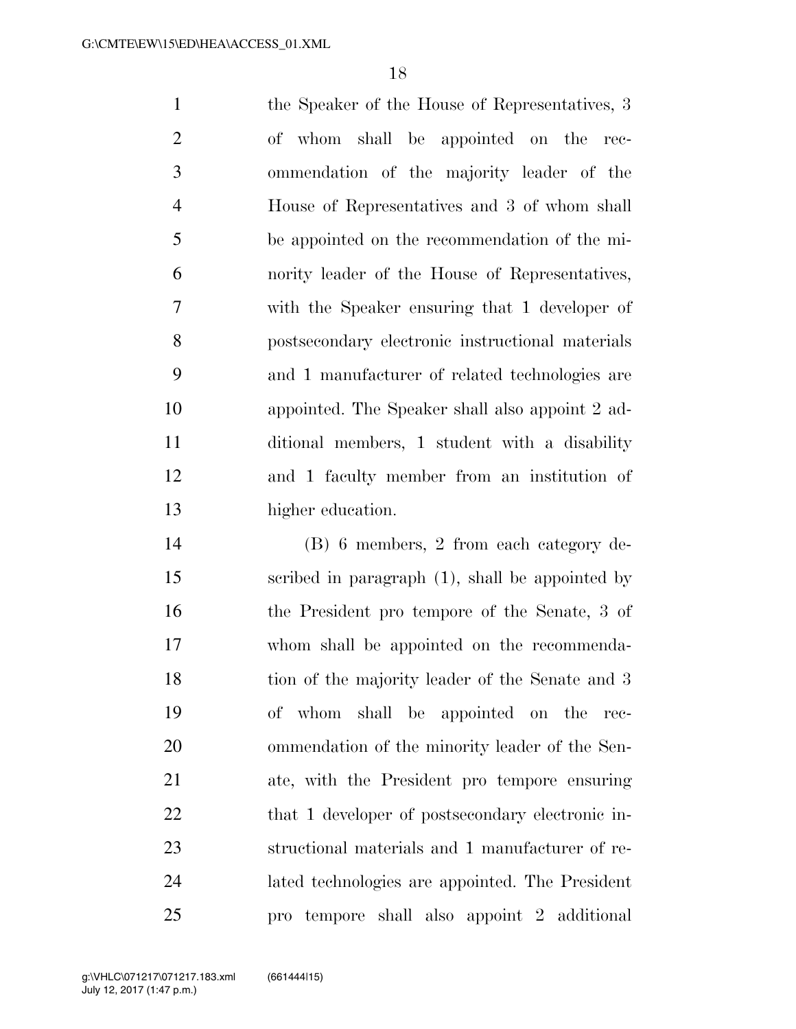the Speaker of the House of Representatives, 3 of whom shall be appointed on the recommendation of the majority leader of the House of Representatives and 3 of whom shall be appointed on the recommendation of the minority leader of the House of Representatives, with the Speaker ensuring that 1 developer of postsecondary electronic instructional materials and 1 manufacturer of related technologies are appointed. The Speaker shall also appoint 2 additional members, 1 student with a disability and 1 faculty member from an institution of higher education.

(B) 6 members, 2 from each category described in paragraph (1), shall be appointed by the President pro tempore of the Senate, 3 of whom shall be appointed on the recommendation of the majority leader of the Senate and 3 of whom shall be appointed on the recommendation of the minority leader of the Senate, with the President pro tempore ensuring that 1 developer of postsecondary electronic instructional materials and 1 manufacturer of related technologies are appointed. The President pro tempore shall also appoint 2 additional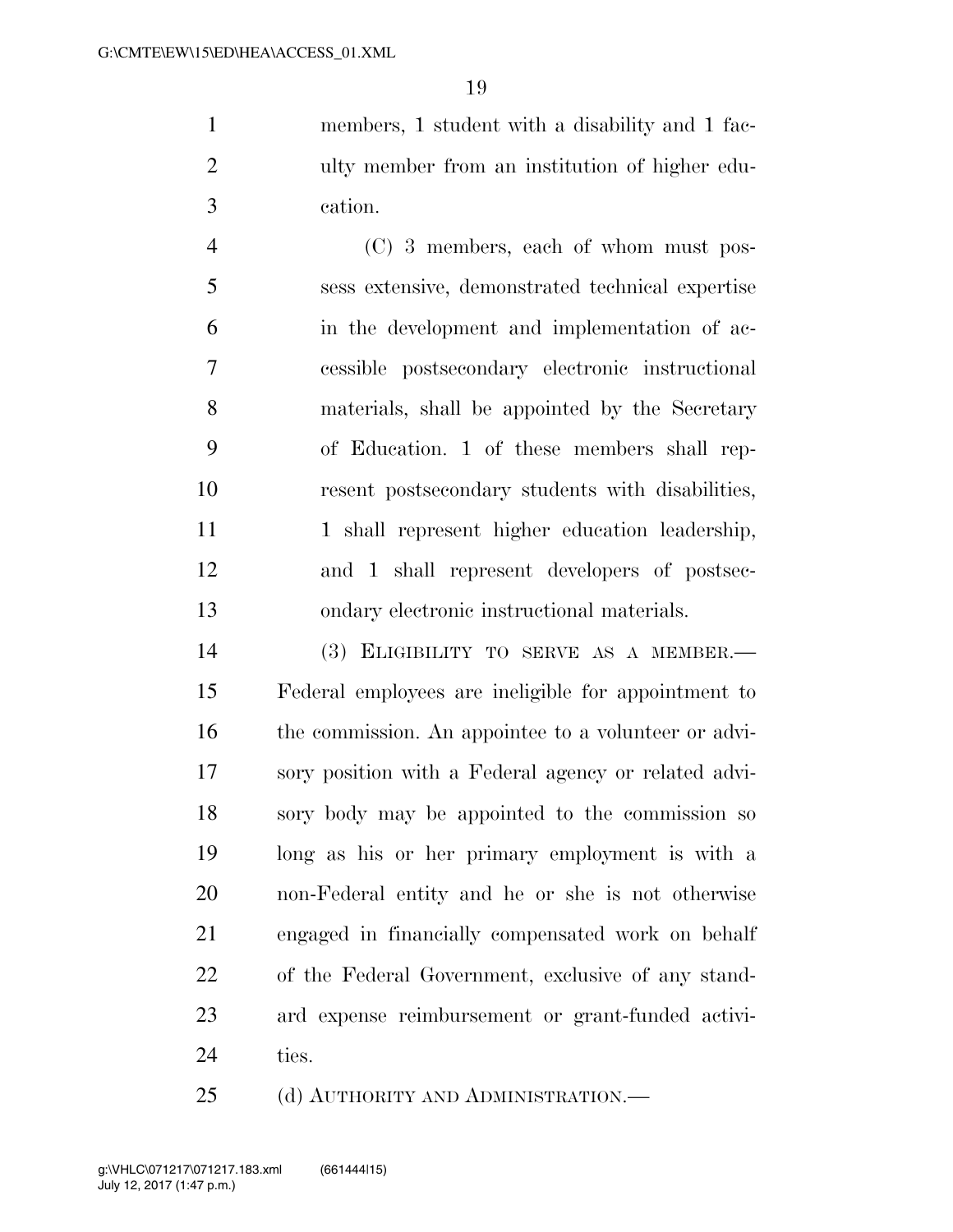members, 1 student with a disability and 1 faculty member from an institution of higher education.

(C) 3 members, each of whom must possess extensive, demonstrated technical expertise in the development and implementation of accessible postsecondary electronic instructional materials, shall be appointed by the Secretary of Education. 1 of these members shall represent postsecondary students with disabilities, 1 shall represent higher education leadership, and 1 shall represent developers of postsecondary electronic instructional materials.

(3) ELIGIBILITY TO SERVE AS A MEMBER.—Federal employees are ineligible for appointment to the commission. An appointee to a volunteer or advisory position with a Federal agency or related advisory body may be appointed to the commission so long as his or her primary employment is with a non-Federal entity and he or she is not otherwise engaged in financially compensated work on behalf of the Federal Government, exclusive of any standard expense reimbursement or grant-funded activities.

(d) AUTHORITY AND ADMINISTRATION.—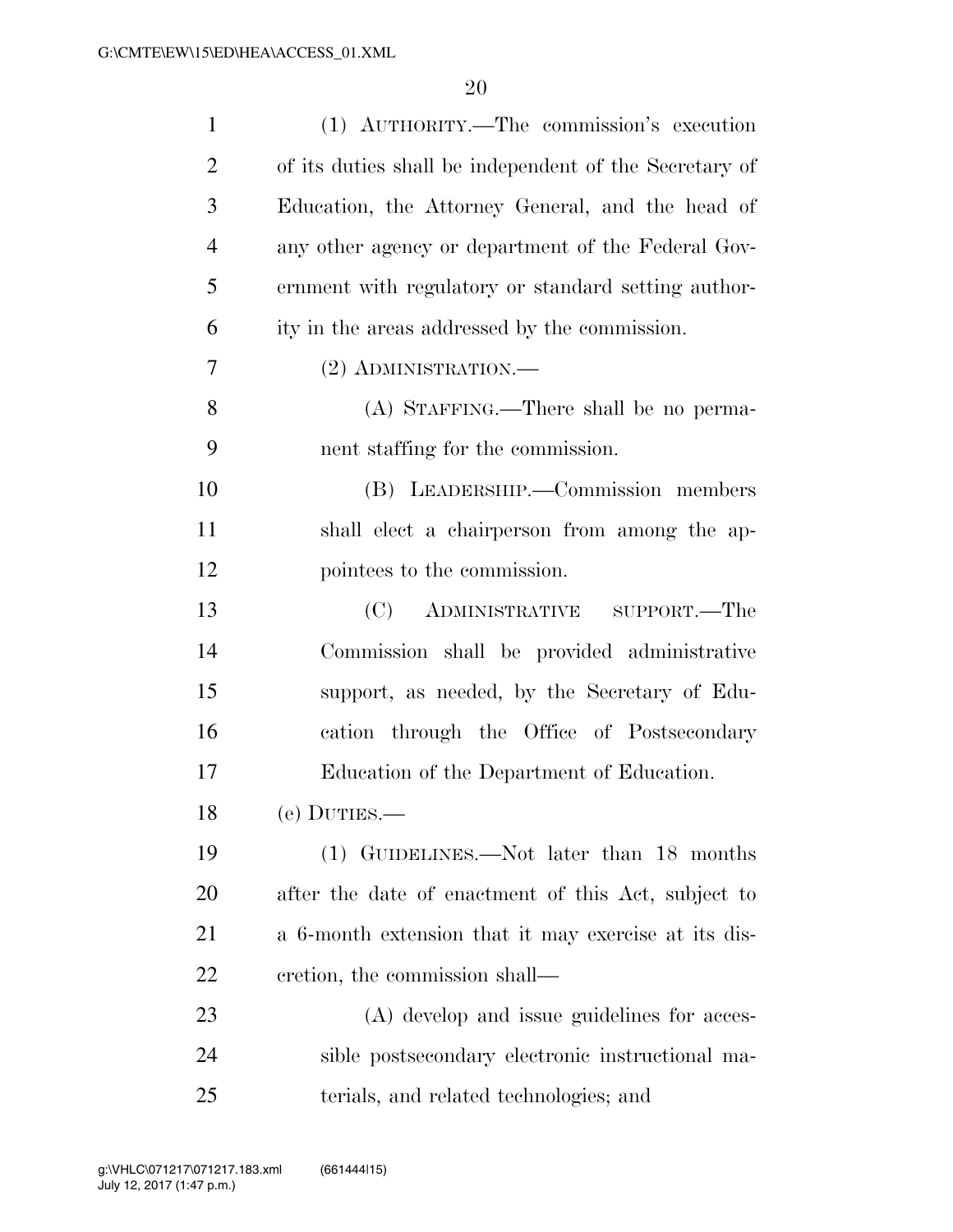(1) AUTHORITY.—The commission's execution of its duties shall be independent of the Secretary of Education, the Attorney General, and the head of any other agency or department of the Federal Government with regulatory or standard setting authority in the areas addressed by the commission.

(2) ADMINISTRATION.—

(A) STAFFING.—There shall be no permanent staffing for the commission.

(B) LEADERSHIP.—Commission members shall elect a chairperson from among the appointees to the commission.

(C) ADMINISTRATIVE SUPPORT.—The Commission shall be provided administrative support, as needed, by the Secretary of Education through the Office of Postsecondary Education of the Department of Education.

(e) DUTIES.—

(1) GUIDELINES.—Not later than 18 months after the date of enactment of this Act, subject to a 6-month extension that it may exercise at its discretion, the commission shall—

(A) develop and issue guidelines for accessible postsecondary electronic instructional materials, and related technologies; and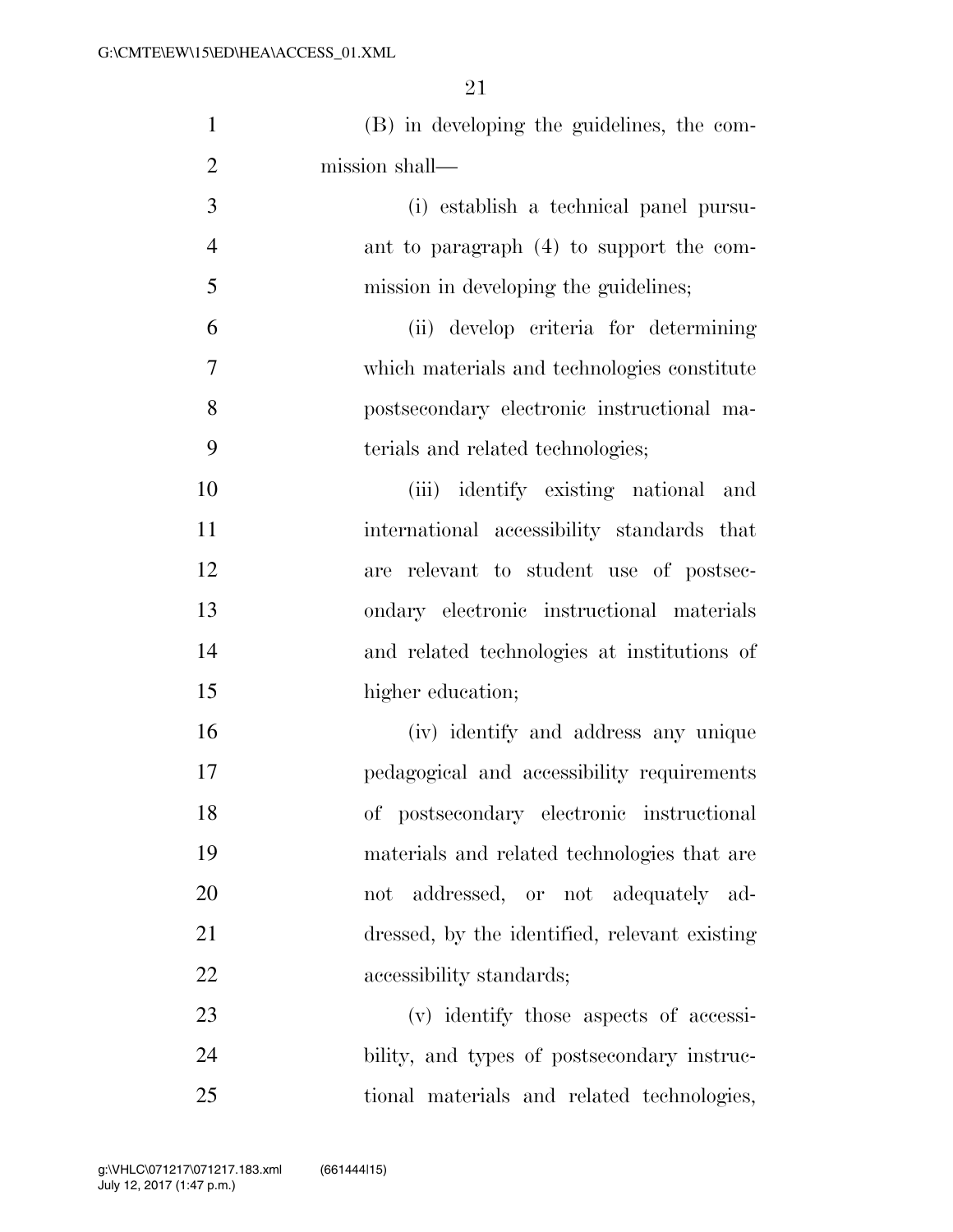(B) in developing the guidelines, the commission shall—

(i) establish a technical panel pursuant to paragraph (4) to support the commission in developing the guidelines;

(ii) develop criteria for determining which materials and technologies constitute postsecondary electronic instructional materials and related technologies;

(iii) identify existing national and international accessibility standards that are relevant to student use of postsecondary electronic instructional materials and related technologies at institutions of higher education;

(iv) identify and address any unique pedagogical and accessibility requirements of postsecondary electronic instructional materials and related technologies that are not addressed, or not adequately addressed, by the identified, relevant existing accessibility standards;

(v) identify those aspects of accessibility, and types of postsecondary instructional materials and related technologies,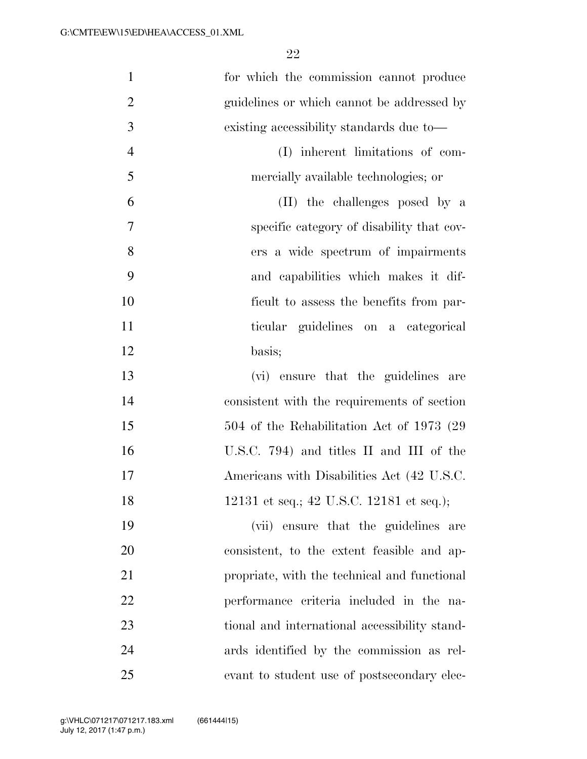for which the commission cannot produce guidelines or which cannot be addressed by existing accessibility standards due to—

(I) inherent limitations of commercially available technologies; or

(II) the challenges posed by a specific category of disability that covers a wide spectrum of impairments and capabilities which makes it difficult to assess the benefits from particular guidelines on a categorical basis;

(vi) ensure that the guidelines are consistent with the requirements of section 504 of the Rehabilitation Act of 1973 (29 U.S.C. 794) and titles II and III of the Americans with Disabilities Act (42 U.S.C. 12131 et seq.; 42 U.S.C. 12181 et seq.);

(vii) ensure that the guidelines are consistent, to the extent feasible and appropriate, with the technical and functional performance criteria included in the national and international accessibility standards identified by the commission as relevant to student use of postsecondary elec-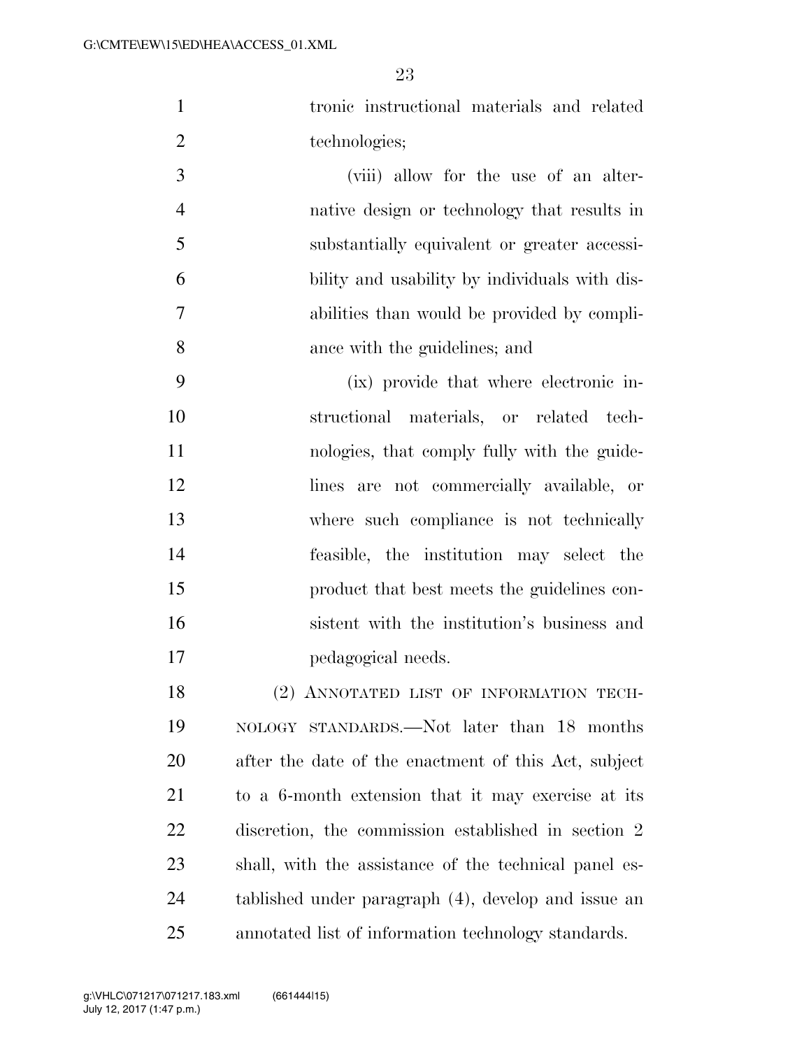tronic instructional materials and related technologies;

(viii) allow for the use of an alternative design or technology that results in substantially equivalent or greater accessibility and usability by individuals with disabilities than would be provided by compliance with the guidelines; and

(ix) provide that where electronic instructional materials, or related technologies, that comply fully with the guidelines are not commercially available, or where such compliance is not technically feasible, the institution may select the product that best meets the guidelines consistent with the institution's business and pedagogical needs.

(2) ANNOTATED LIST OF INFORMATION TECHNOLOGY STANDARDS.—Not later than 18 months after the date of the enactment of this Act, subject to a 6-month extension that it may exercise at its discretion, the commission established in section 2 shall, with the assistance of the technical panel established under paragraph (4), develop and issue an annotated list of information technology standards.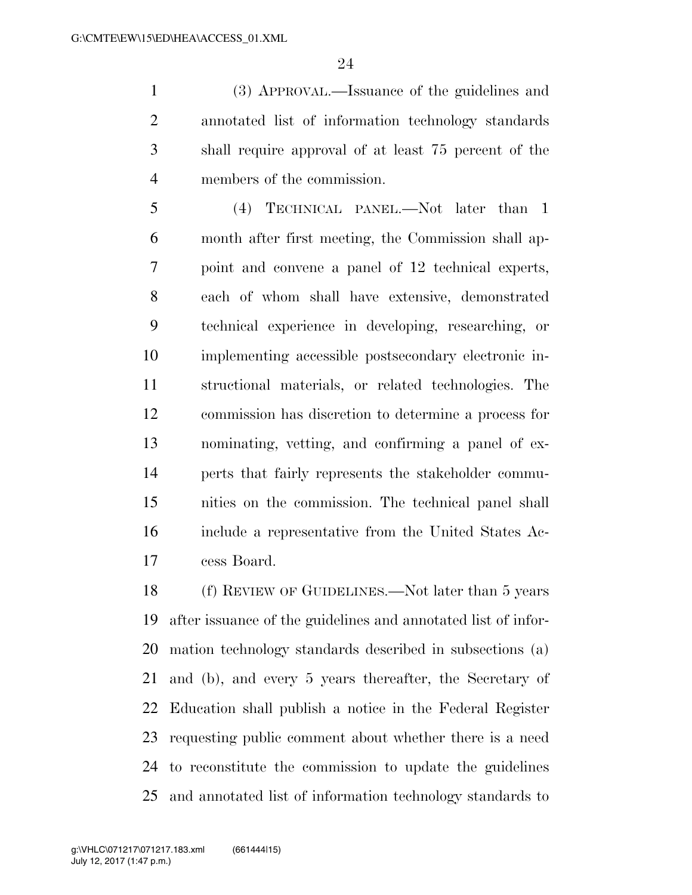(3) APPROVAL.—Issuance of the guidelines and annotated list of information technology standards shall require approval of at least 75 percent of the members of the commission.

(4) TECHNICAL PANEL.—Not later than 1 month after first meeting, the Commission shall appoint and convene a panel of 12 technical experts, each of whom shall have extensive, demonstrated technical experience in developing, researching, or implementing accessible postsecondary electronic instructional materials, or related technologies. The commission has discretion to determine a process for nominating, vetting, and confirming a panel of experts that fairly represents the stakeholder communities on the commission. The technical panel shall include a representative from the United States Access Board.

(f) REVIEW OF GUIDELINES.—Not later than 5 years after issuance of the guidelines and annotated list of information technology standards described in subsections (a) and (b), and every 5 years thereafter, the Secretary of Education shall publish a notice in the Federal Register requesting public comment about whether there is a need to reconstitute the commission to update the guidelines and annotated list of information technology standards to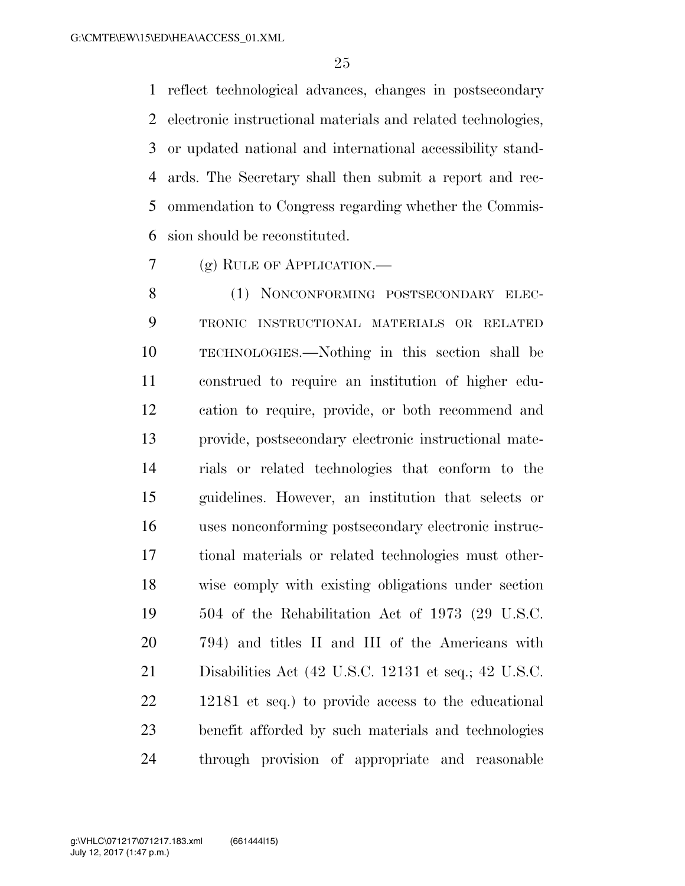reflect technological advances, changes in postsecondary electronic instructional materials and related technologies, or updated national and international accessibility standards. The Secretary shall then submit a report and recommendation to Congress regarding whether the Commission should be reconstituted.

(g) RULE OF APPLICATION.—

(1) NONCONFORMING POSTSECONDARY ELECTRONIC INSTRUCTIONAL MATERIALS OR RELATED TECHNOLOGIES.—Nothing in this section shall be construed to require an institution of higher education to require, provide, or both recommend and provide, postsecondary electronic instructional materials or related technologies that conform to the guidelines. However, an institution that selects or uses nonconforming postsecondary electronic instructional materials or related technologies must otherwise comply with existing obligations under section 504 of the Rehabilitation Act of 1973 (29 U.S.C. 794) and titles II and III of the Americans with Disabilities Act (42 U.S.C. 12131 et seq.; 42 U.S.C. 12181 et seq.) to provide access to the educational benefit afforded by such materials and technologies through provision of appropriate and reasonable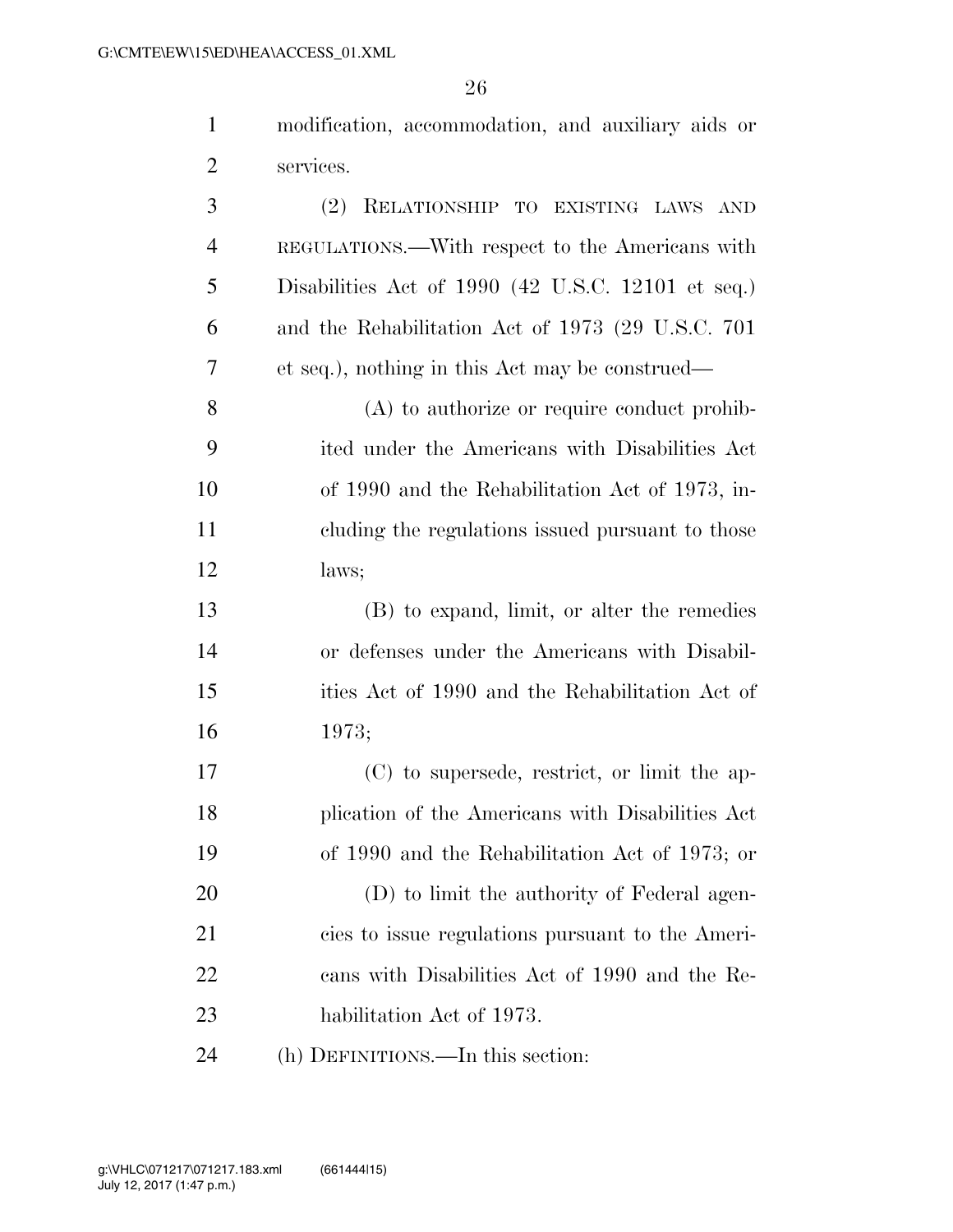modification, accommodation, and auxiliary aids or services.

(2) RELATIONSHIP TO EXISTING LAWS AND REGULATIONS.—With respect to the Americans with Disabilities Act of 1990 (42 U.S.C. 12101 et seq.) and the Rehabilitation Act of 1973 (29 U.S.C. 701 et seq.), nothing in this Act may be construed—

(A) to authorize or require conduct prohibited under the Americans with Disabilities Act of 1990 and the Rehabilitation Act of 1973, including the regulations issued pursuant to those laws;

(B) to expand, limit, or alter the remedies or defenses under the Americans with Disabilities Act of 1990 and the Rehabilitation Act of 1973;

(C) to supersede, restrict, or limit the application of the Americans with Disabilities Act of 1990 and the Rehabilitation Act of 1973; or

(D) to limit the authority of Federal agencies to issue regulations pursuant to the Americans with Disabilities Act of 1990 and the Rehabilitation Act of 1973.

(h) DEFINITIONS.—In this section: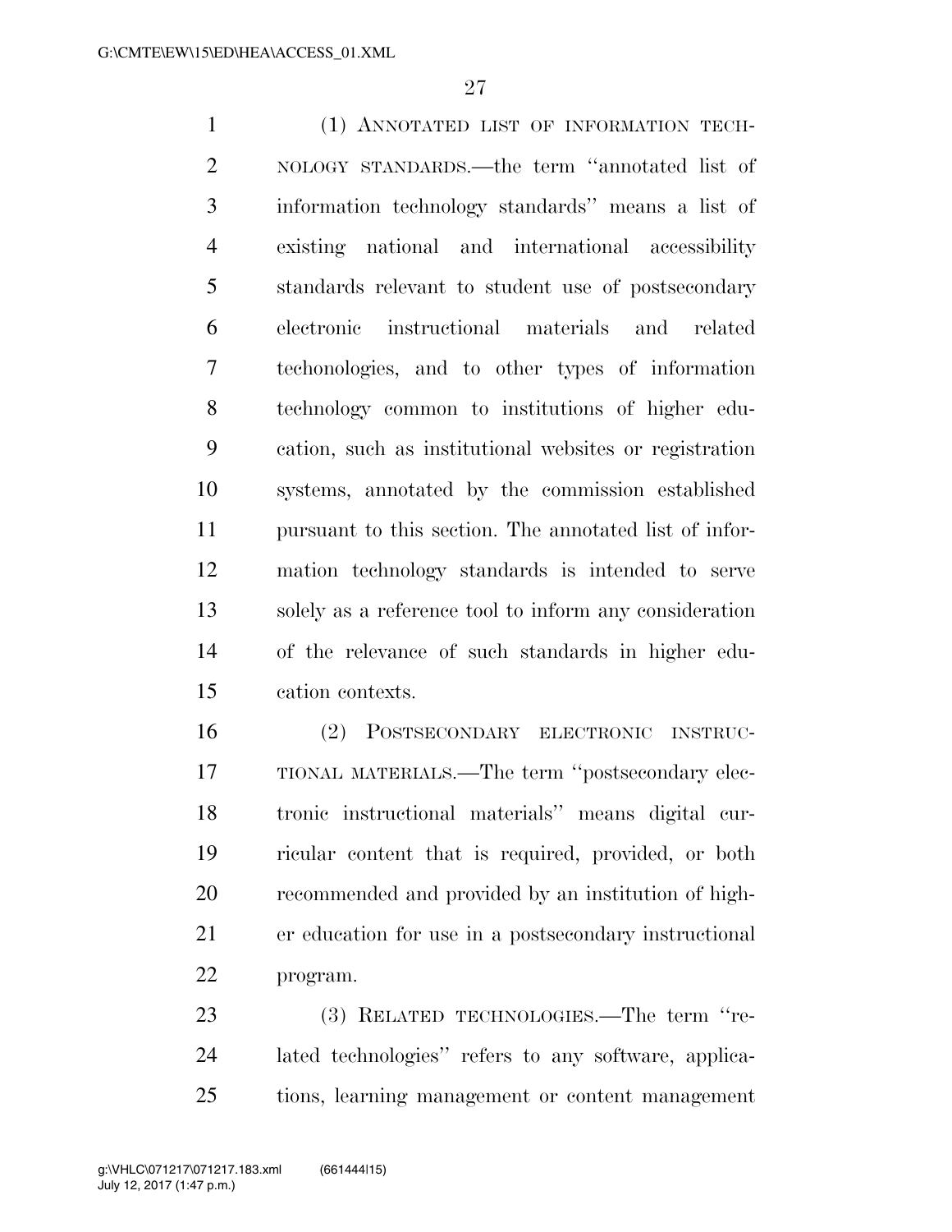(1) ANNOTATED LIST OF INFORMATION TECHNOLOGY STANDARDS.—the term ''annotated list of information technology standards'' means a list of existing national and international accessibility standards relevant to student use of postsecondary electronic instructional materials and related techonologies, and to other types of information technology common to institutions of higher education, such as institutional websites or registration systems, annotated by the commission established pursuant to this section. The annotated list of information technology standards is intended to serve solely as a reference tool to inform any consideration of the relevance of such standards in higher education contexts.

(2) POSTSECONDARY ELECTRONIC INSTRUCTIONAL MATERIALS.—The term ''postsecondary electronic instructional materials'' means digital curricular content that is required, provided, or both recommended and provided by an institution of higher education for use in a postsecondary instructional program.

(3) RELATED TECHNOLOGIES.—The term ''related technologies'' refers to any software, applications, learning management or content management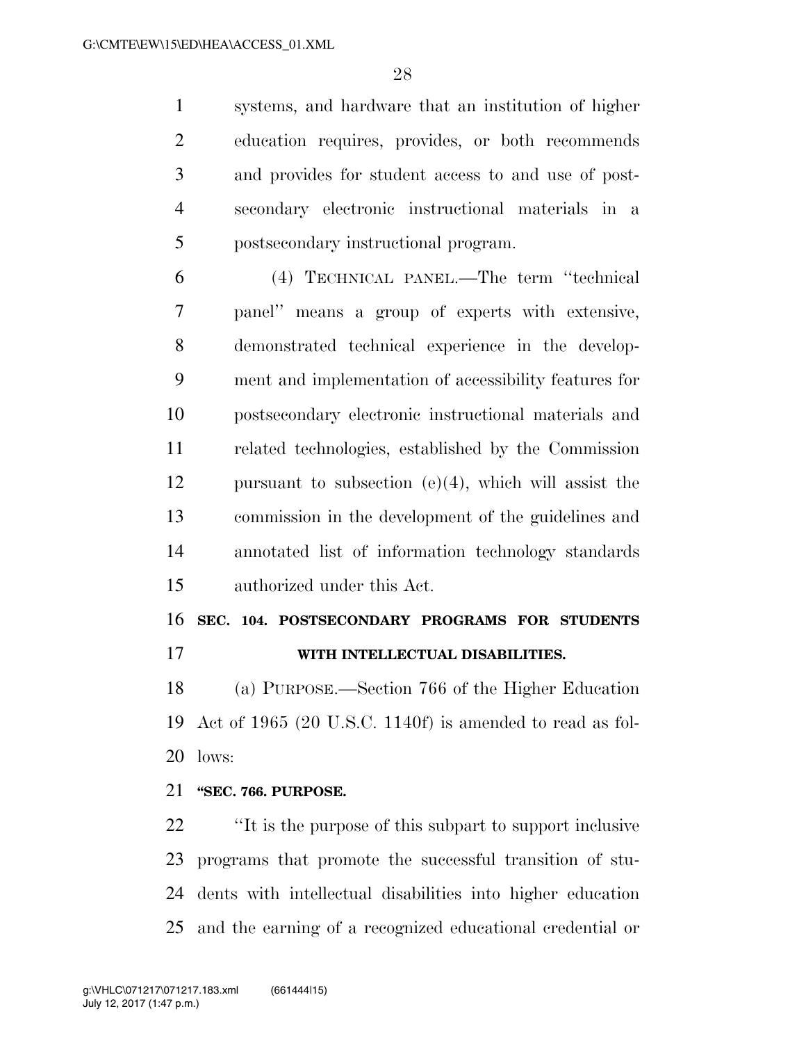systems, and hardware that an institution of higher education requires, provides, or both recommends and provides for student access to and use of postsecondary electronic instructional materials in a postsecondary instructional program.

(4) TECHNICAL PANEL.—The term ''technical panel'' means a group of experts with extensive, demonstrated technical experience in the development and implementation of accessibility features for postsecondary electronic instructional materials and related technologies, established by the Commission pursuant to subsection (e)(4), which will assist the commission in the development of the guidelines and annotated list of information technology standards authorized under this Act.

**SEC. 104. POSTSECONDARY PROGRAMS FOR STUDENTS WITH INTELLECTUAL DISABILITIES.**

(a) PURPOSE.—Section 766 of the Higher Education Act of 1965 (20 U.S.C. 1140f) is amended to read as follows:

**''SEC. 766. PURPOSE.**

''It is the purpose of this subpart to support inclusive programs that promote the successful transition of students with intellectual disabilities into higher education and the earning of a recognized educational credential or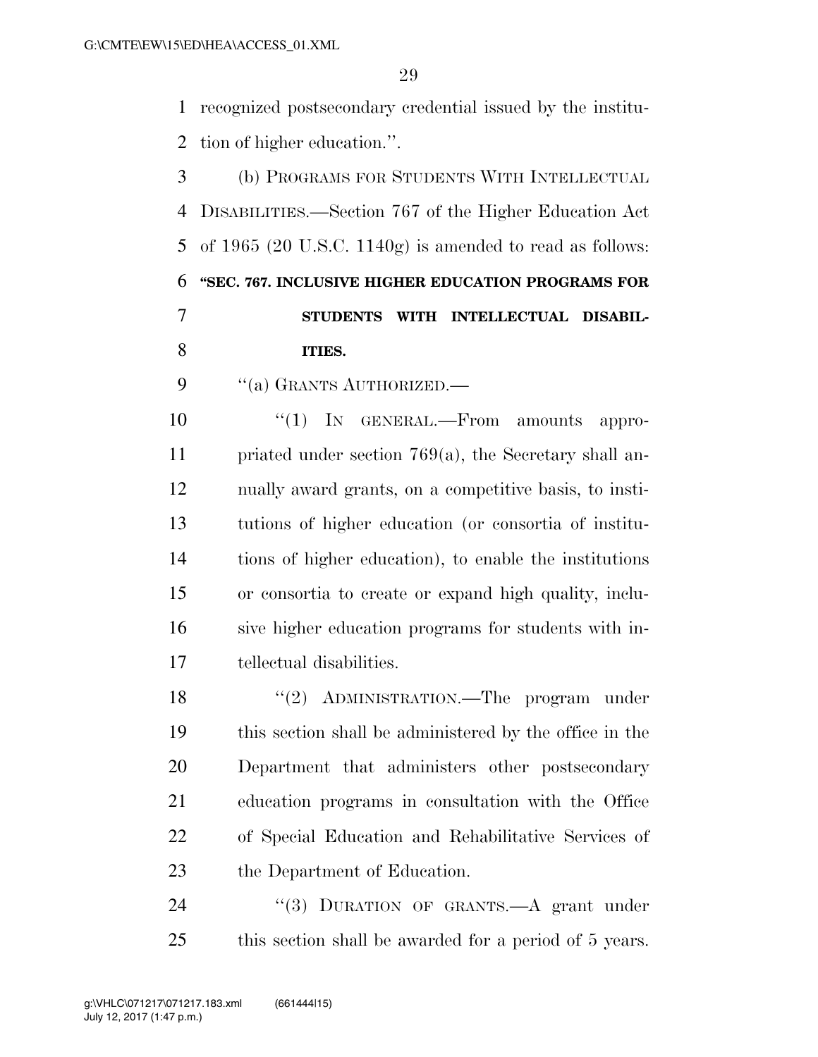recognized postsecondary credential issued by the institution of higher education.''.

(b) PROGRAMS FOR STUDENTS WITH INTELLECTUAL DISABILITIES.—Section 767 of the Higher Education Act of 1965 (20 U.S.C. 1140g) is amended to read as follows:

**''SEC. 767. INCLUSIVE HIGHER EDUCATION PROGRAMS FOR STUDENTS WITH INTELLECTUAL DISABILITIES.**

''(a) GRANTS AUTHORIZED.—

''(1) IN GENERAL.—From amounts appropriated under section 769(a), the Secretary shall annually award grants, on a competitive basis, to institutions of higher education (or consortia of institutions of higher education), to enable the institutions or consortia to create or expand high quality, inclusive higher education programs for students with intellectual disabilities.

''(2) ADMINISTRATION.—The program under this section shall be administered by the office in the Department that administers other postsecondary education programs in consultation with the Office of Special Education and Rehabilitative Services of the Department of Education.

''(3) DURATION OF GRANTS.—A grant under this section shall be awarded for a period of 5 years.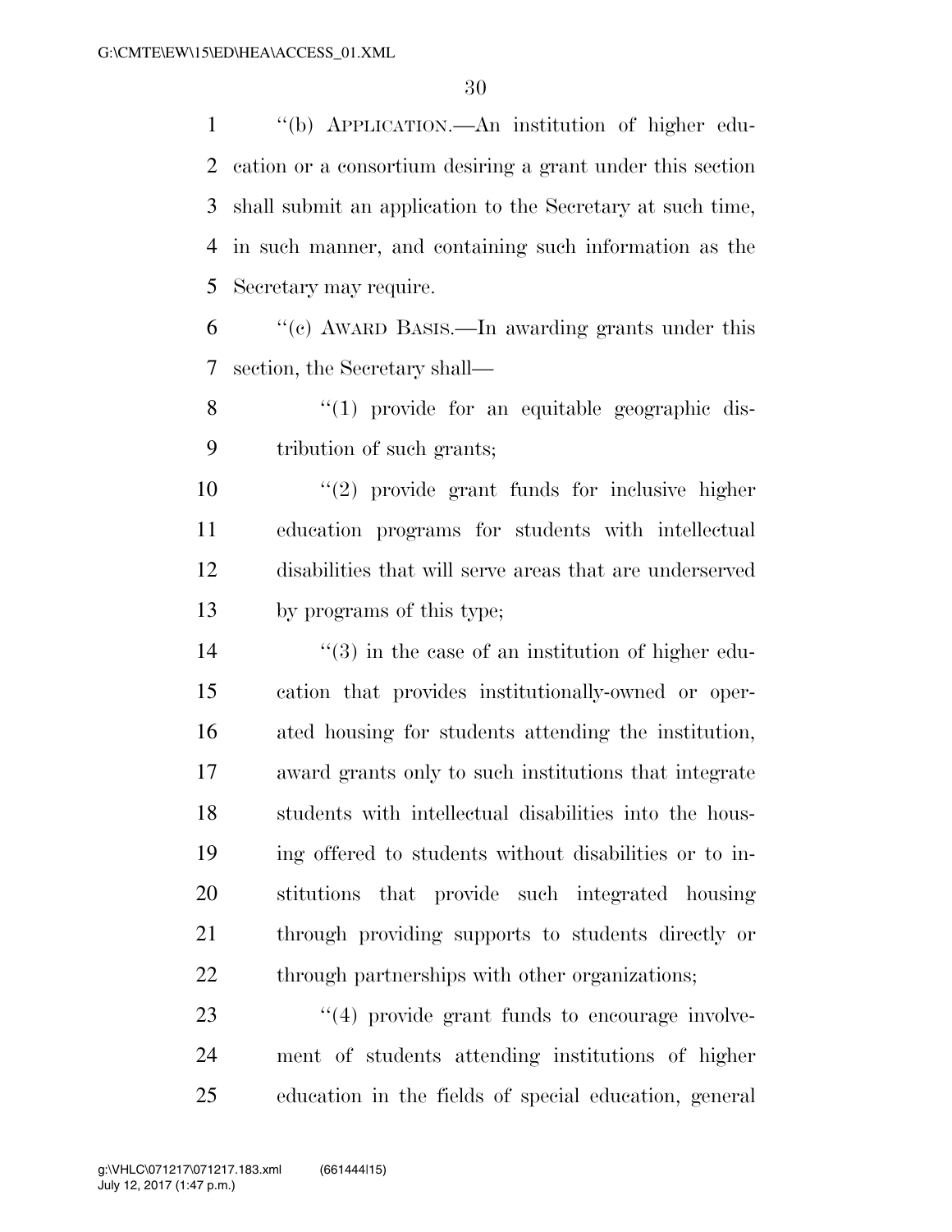''(b) APPLICATION.—An institution of higher education or a consortium desiring a grant under this section shall submit an application to the Secretary at such time, in such manner, and containing such information as the Secretary may require.

''(c) AWARD BASIS.—In awarding grants under this section, the Secretary shall—

''(1) provide for an equitable geographic distribution of such grants;

''(2) provide grant funds for inclusive higher education programs for students with intellectual disabilities that will serve areas that are underserved by programs of this type;

''(3) in the case of an institution of higher education that provides institutionally-owned or operated housing for students attending the institution, award grants only to such institutions that integrate students with intellectual disabilities into the housing offered to students without disabilities or to institutions that provide such integrated housing through providing supports to students directly or through partnerships with other organizations;

''(4) provide grant funds to encourage involvement of students attending institutions of higher education in the fields of special education, general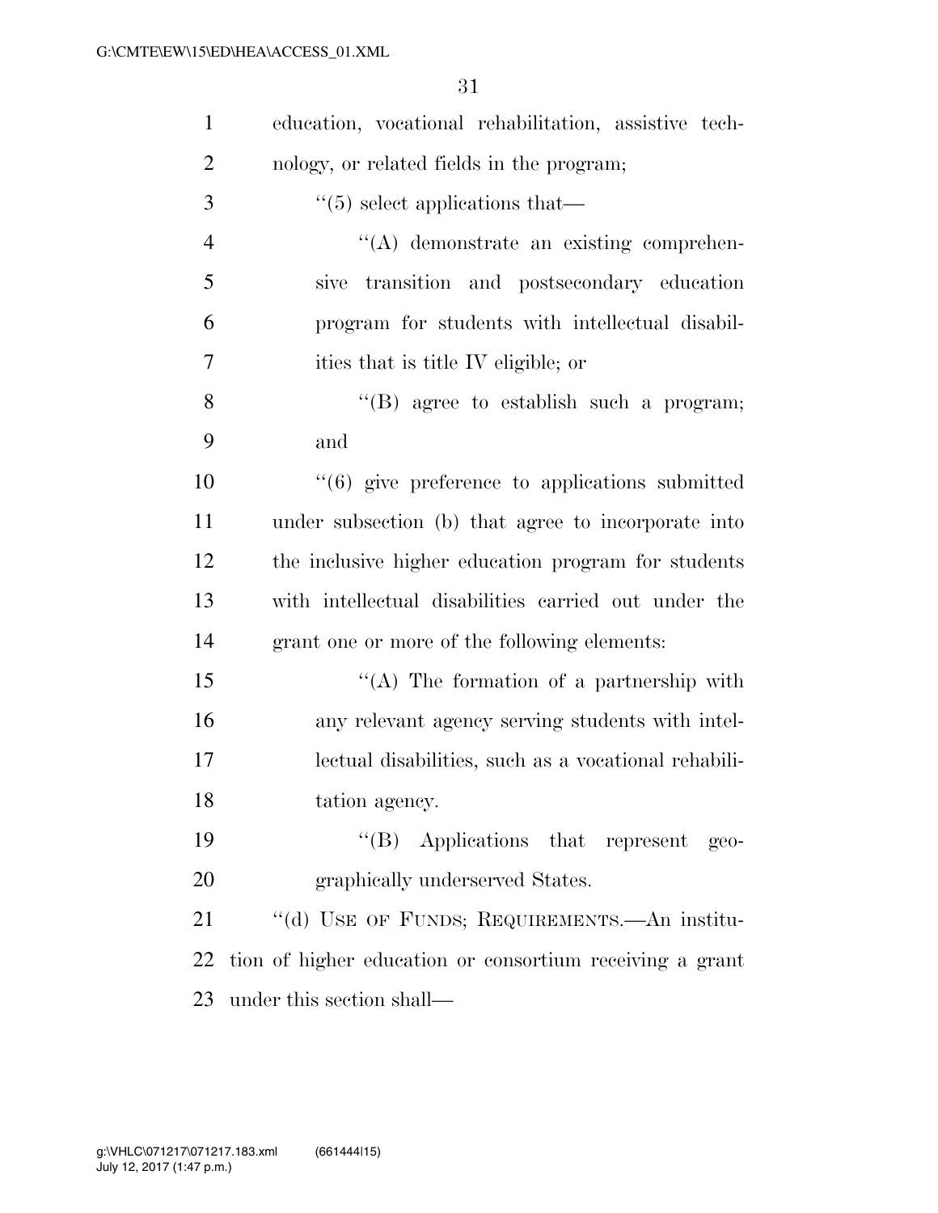education, vocational rehabilitation, assistive technology, or related fields in the program;

"(5) select applications that—

"(A) demonstrate an existing comprehensive transition and postsecondary education program for students with intellectual disabilities that is title IV eligible; or

"(B) agree to establish such a program; and

"(6) give preference to applications submitted under subsection (b) that agree to incorporate into the inclusive higher education program for students with intellectual disabilities carried out under the grant one or more of the following elements:

"(A) The formation of a partnership with any relevant agency serving students with intellectual disabilities, such as a vocational rehabilitation agency.

"(B) Applications that represent geographically underserved States.

"(d) USE OF FUNDS; REQUIREMENTS.—An institution of higher education or consortium receiving a grant under this section shall—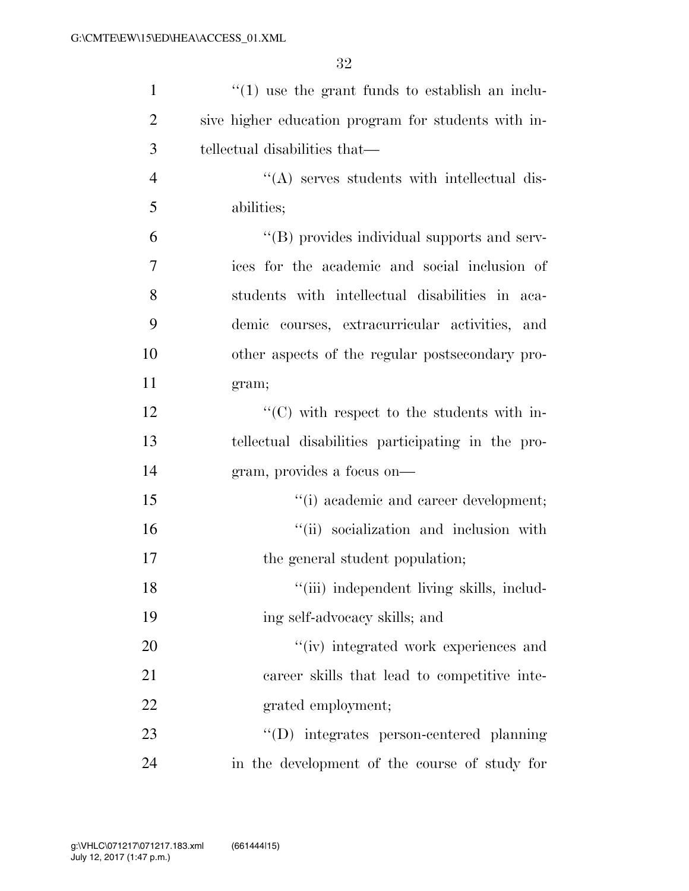''(1) use the grant funds to establish an inclusive higher education program for students with intellectual disabilities that—

''(A) serves students with intellectual disabilities;

''(B) provides individual supports and services for the academic and social inclusion of students with intellectual disabilities in academic courses, extracurricular activities, and other aspects of the regular postsecondary program;

''(C) with respect to the students with intellectual disabilities participating in the program, provides a focus on—

''(i) academic and career development;

''(ii) socialization and inclusion with the general student population;

''(iii) independent living skills, including self-advocacy skills; and

''(iv) integrated work experiences and career skills that lead to competitive integrated employment;

''(D) integrates person-centered planning in the development of the course of study for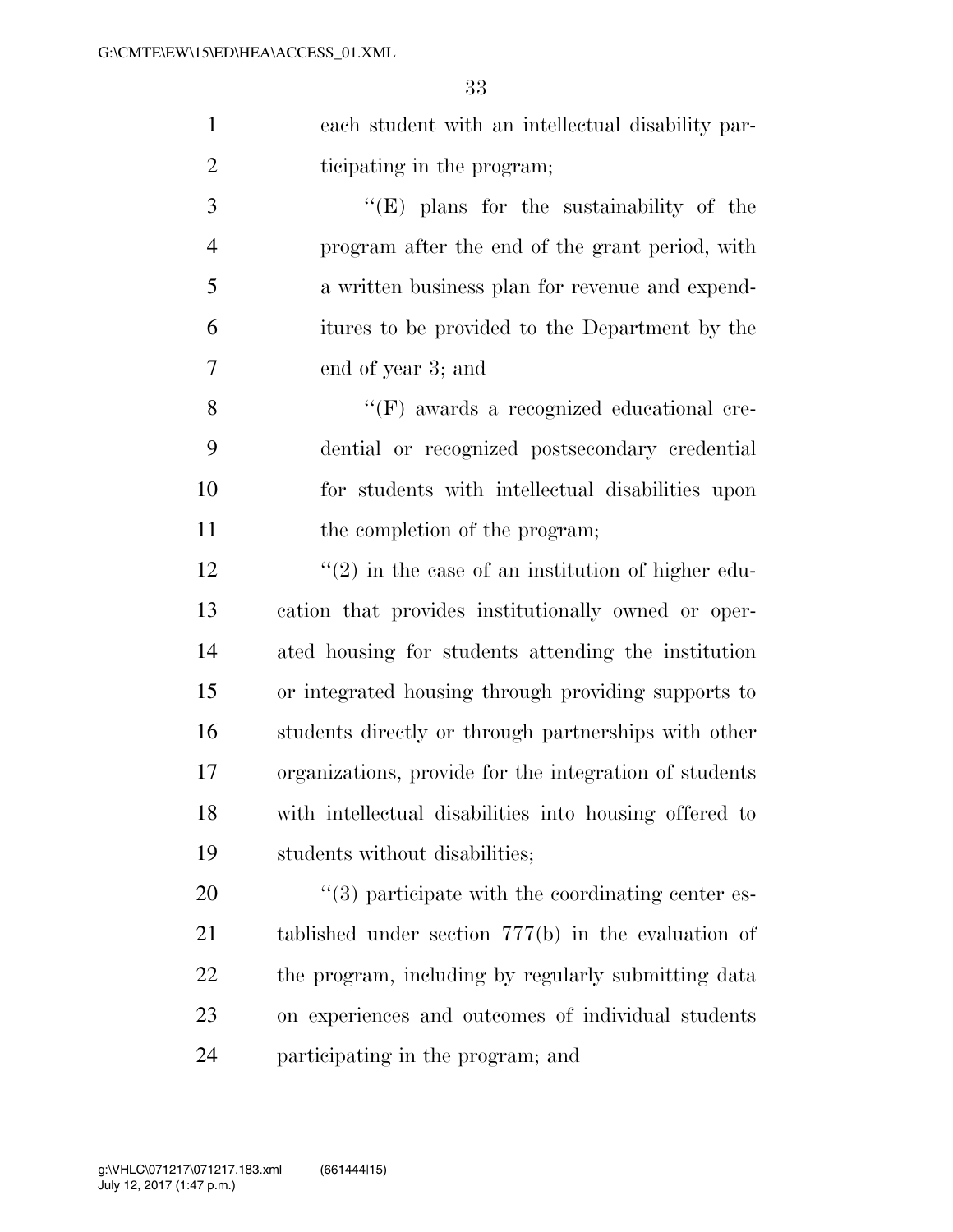each student with an intellectual disability participating in the program;

''(E) plans for the sustainability of the program after the end of the grant period, with a written business plan for revenue and expenditures to be provided to the Department by the end of year 3; and

''(F) awards a recognized educational credential or recognized postsecondary credential for students with intellectual disabilities upon the completion of the program;

''(2) in the case of an institution of higher education that provides institutionally owned or operated housing for students attending the institution or integrated housing through providing supports to students directly or through partnerships with other organizations, provide for the integration of students with intellectual disabilities into housing offered to students without disabilities;

''(3) participate with the coordinating center established under section 777(b) in the evaluation of the program, including by regularly submitting data on experiences and outcomes of individual students participating in the program; and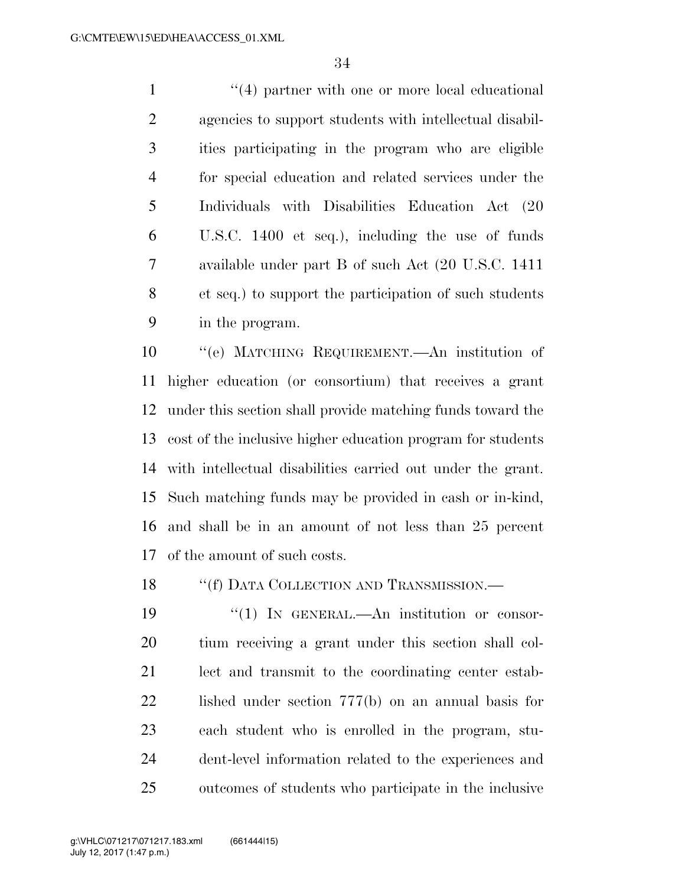"(4) partner with one or more local educational agencies to support students with intellectual disabilities participating in the program who are eligible for special education and related services under the Individuals with Disabilities Education Act (20 U.S.C. 1400 et seq.), including the use of funds available under part B of such Act (20 U.S.C. 1411 et seq.) to support the participation of such students in the program.

"(e) MATCHING REQUIREMENT.—An institution of higher education (or consortium) that receives a grant under this section shall provide matching funds toward the cost of the inclusive higher education program for students with intellectual disabilities carried out under the grant. Such matching funds may be provided in cash or in-kind, and shall be in an amount of not less than 25 percent of the amount of such costs.

"(f) DATA COLLECTION AND TRANSMISSION.—

"(1) IN GENERAL.—An institution or consortium receiving a grant under this section shall collect and transmit to the coordinating center established under section 777(b) on an annual basis for each student who is enrolled in the program, student-level information related to the experiences and outcomes of students who participate in the inclusive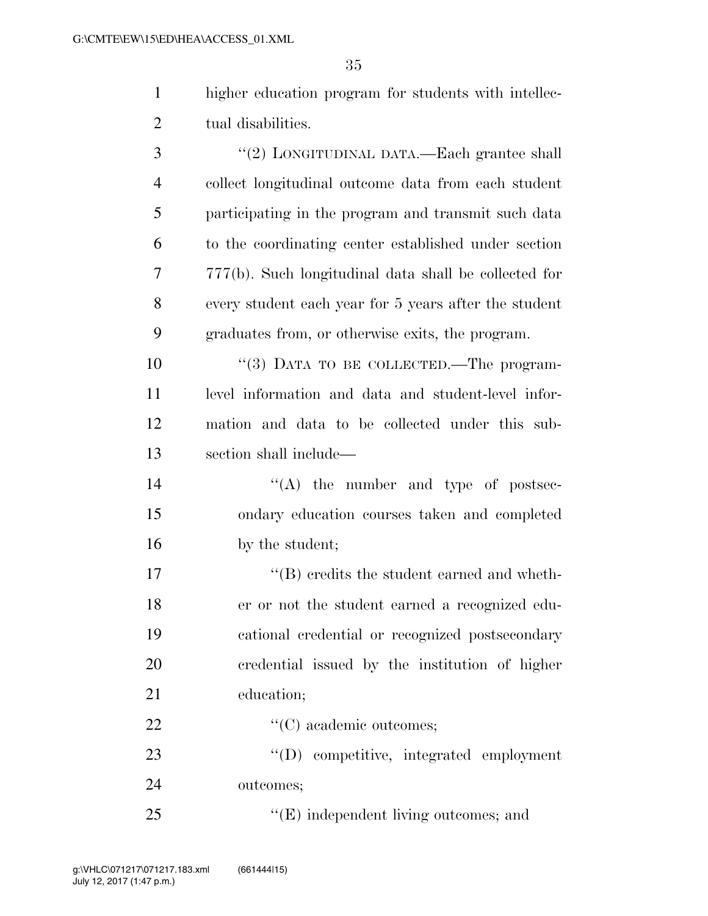higher education program for students with intellectual disabilities.

"(2) LONGITUDINAL DATA.—Each grantee shall collect longitudinal outcome data from each student participating in the program and transmit such data to the coordinating center established under section 777(b). Such longitudinal data shall be collected for every student each year for 5 years after the student graduates from, or otherwise exits, the program.

"(3) DATA TO BE COLLECTED.—The program-level information and data and student-level information and data to be collected under this subsection shall include—

"(A) the number and type of postsecondary education courses taken and completed by the student;

"(B) credits the student earned and whether or not the student earned a recognized educational credential or recognized postsecondary credential issued by the institution of higher education;

"(C) academic outcomes;

"(D) competitive, integrated employment outcomes;

"(E) independent living outcomes; and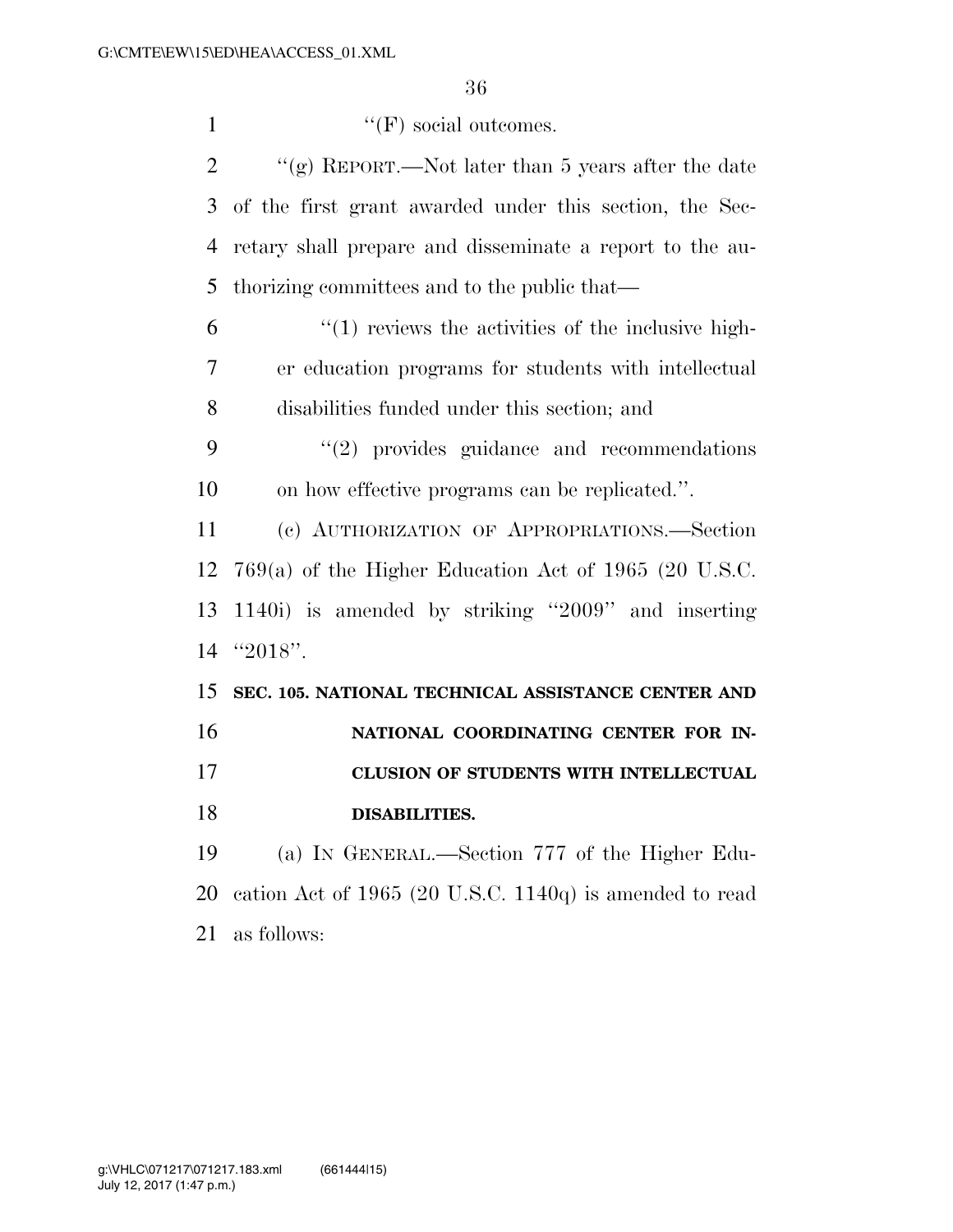''(F) social outcomes.

''(g) REPORT.—Not later than 5 years after the date of the first grant awarded under this section, the Secretary shall prepare and disseminate a report to the authorizing committees and to the public that—

''(1) reviews the activities of the inclusive higher education programs for students with intellectual disabilities funded under this section; and

''(2) provides guidance and recommendations on how effective programs can be replicated.''.

(c) AUTHORIZATION OF APPROPRIATIONS.—Section 769(a) of the Higher Education Act of 1965 (20 U.S.C. 1140i) is amended by striking ''2009'' and inserting ''2018''.

**SEC. 105. NATIONAL TECHNICAL ASSISTANCE CENTER AND NATIONAL COORDINATING CENTER FOR INCLUSION OF STUDENTS WITH INTELLECTUAL DISABILITIES.**

(a) IN GENERAL.—Section 777 of the Higher Education Act of 1965 (20 U.S.C. 1140q) is amended to read as follows: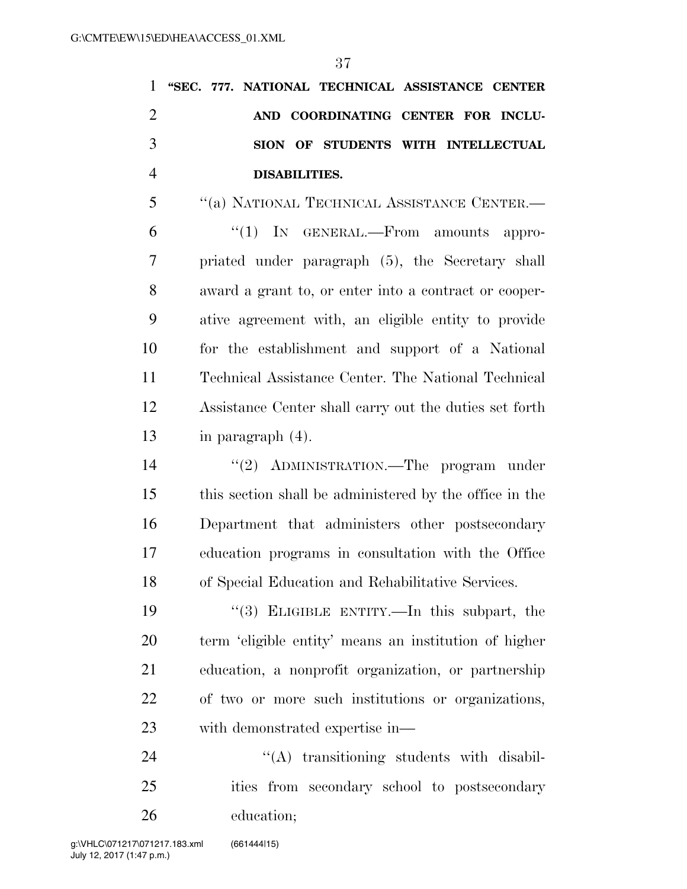**"SEC. 777. NATIONAL TECHNICAL ASSISTANCE CENTER AND COORDINATING CENTER FOR INCLUSION OF STUDENTS WITH INTELLECTUAL DISABILITIES.**

"(a) NATIONAL TECHNICAL ASSISTANCE CENTER.—

"(1) IN GENERAL.—From amounts appropriated under paragraph (5), the Secretary shall award a grant to, or enter into a contract or cooperative agreement with, an eligible entity to provide for the establishment and support of a National Technical Assistance Center. The National Technical Assistance Center shall carry out the duties set forth in paragraph (4).

"(2) ADMINISTRATION.—The program under this section shall be administered by the office in the Department that administers other postsecondary education programs in consultation with the Office of Special Education and Rehabilitative Services.

"(3) ELIGIBLE ENTITY.—In this subpart, the term 'eligible entity' means an institution of higher education, a nonprofit organization, or partnership of two or more such institutions or organizations, with demonstrated expertise in—

"(A) transitioning students with disabilities from secondary school to postsecondary education;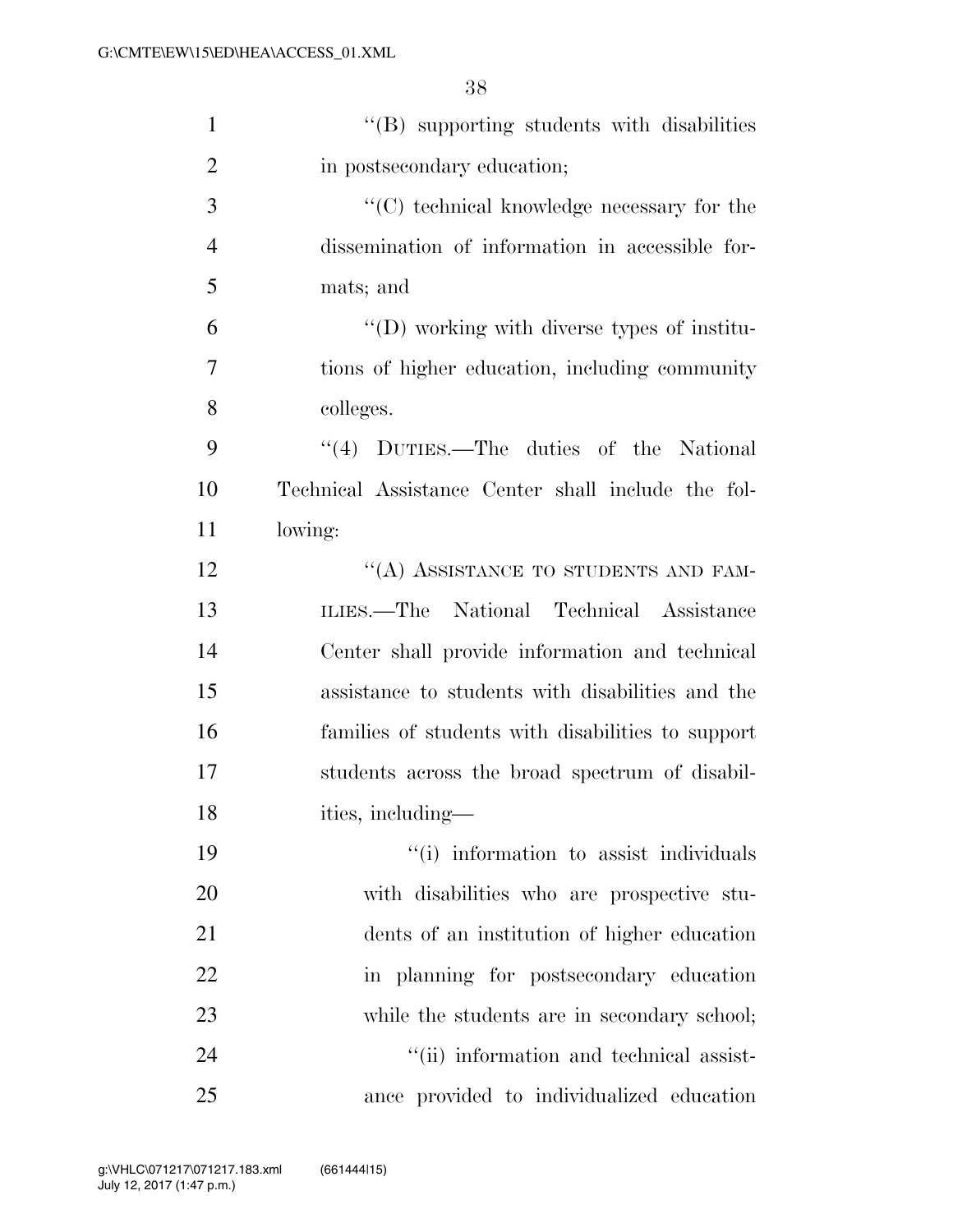''(B) supporting students with disabilities in postsecondary education;

''(C) technical knowledge necessary for the dissemination of information in accessible formats; and

''(D) working with diverse types of institutions of higher education, including community colleges.

''(4) DUTIES.—The duties of the National Technical Assistance Center shall include the following:

''(A) ASSISTANCE TO STUDENTS AND FAMILIES.—The National Technical Assistance Center shall provide information and technical assistance to students with disabilities and the families of students with disabilities to support students across the broad spectrum of disabilities, including—

''(i) information to assist individuals with disabilities who are prospective students of an institution of higher education in planning for postsecondary education while the students are in secondary school;

''(ii) information and technical assistance provided to individualized education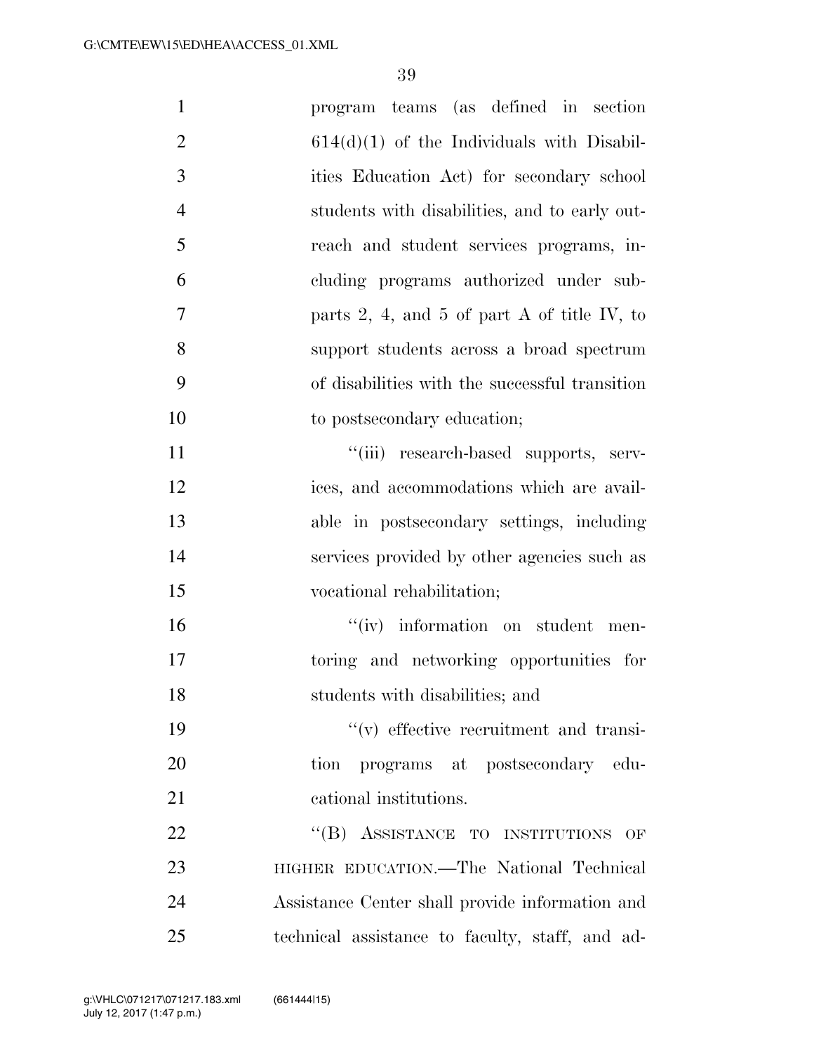program teams (as defined in section 614(d)(1) of the Individuals with Disabilities Education Act) for secondary school students with disabilities, and to early outreach and student services programs, including programs authorized under subparts 2, 4, and 5 of part A of title IV, to support students across a broad spectrum of disabilities with the successful transition to postsecondary education;

"(iii) research-based supports, services, and accommodations which are available in postsecondary settings, including services provided by other agencies such as vocational rehabilitation;

"(iv) information on student mentoring and networking opportunities for students with disabilities; and

"(v) effective recruitment and transition programs at postsecondary educational institutions.

"(B) ASSISTANCE TO INSTITUTIONS OF HIGHER EDUCATION.—The National Technical Assistance Center shall provide information and technical assistance to faculty, staff, and ad-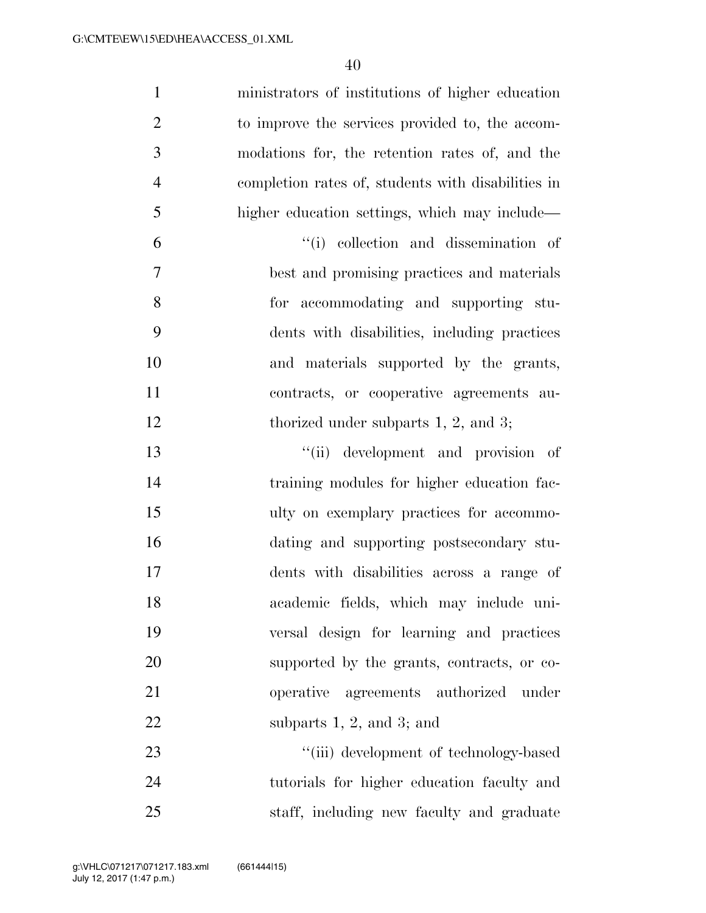ministrators of institutions of higher education to improve the services provided to, the accommodations for, the retention rates of, and the completion rates of, students with disabilities in higher education settings, which may include—

''(i) collection and dissemination of best and promising practices and materials for accommodating and supporting students with disabilities, including practices and materials supported by the grants, contracts, or cooperative agreements authorized under subparts 1, 2, and 3;

''(ii) development and provision of training modules for higher education faculty on exemplary practices for accommodating and supporting postsecondary students with disabilities across a range of academic fields, which may include universal design for learning and practices supported by the grants, contracts, or cooperative agreements authorized under subparts 1, 2, and 3; and

''(iii) development of technology-based tutorials for higher education faculty and staff, including new faculty and graduate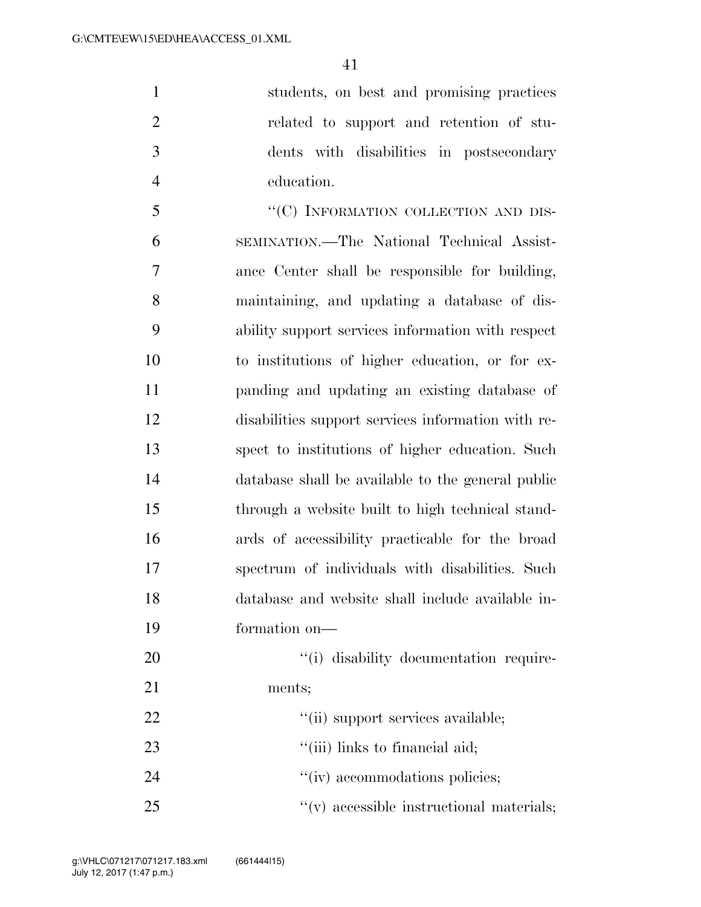students, on best and promising practices related to support and retention of students with disabilities in postsecondary education.

"(C) INFORMATION COLLECTION AND DISSEMINATION.—The National Technical Assistance Center shall be responsible for building, maintaining, and updating a database of disability support services information with respect to institutions of higher education, or for expanding and updating an existing database of disabilities support services information with respect to institutions of higher education. Such database shall be available to the general public through a website built to high technical standards of accessibility practicable for the broad spectrum of individuals with disabilities. Such database and website shall include available information on—

"(i) disability documentation requirements;

"(ii) support services available;

"(iii) links to financial aid;

"(iv) accommodations policies;

"(v) accessible instructional materials;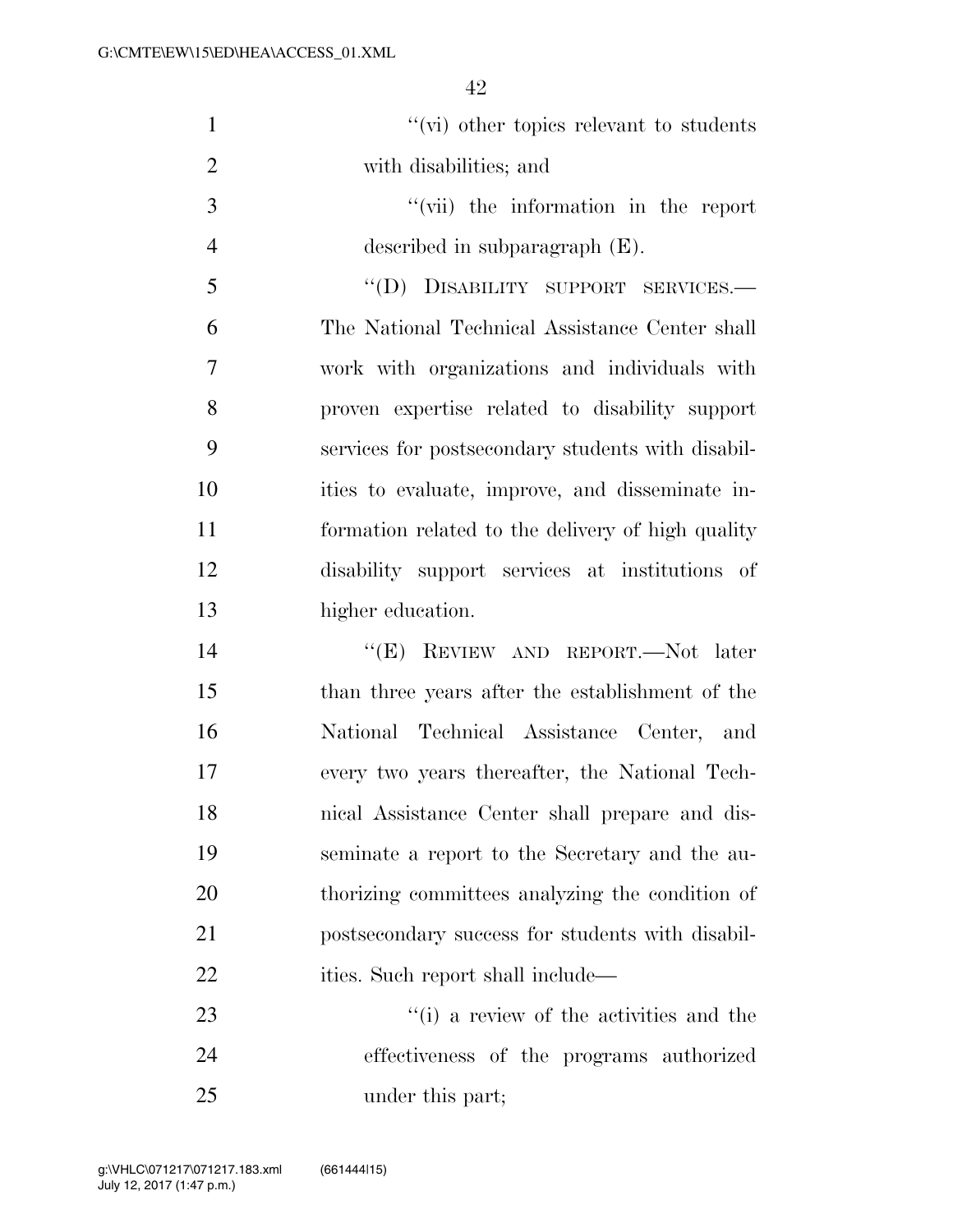"(vi) other topics relevant to students with disabilities; and

"(vii) the information in the report described in subparagraph (E).

"(D) DISABILITY SUPPORT SERVICES.—The National Technical Assistance Center shall work with organizations and individuals with proven expertise related to disability support services for postsecondary students with disabilities to evaluate, improve, and disseminate information related to the delivery of high quality disability support services at institutions of higher education.

"(E) REVIEW AND REPORT.—Not later than three years after the establishment of the National Technical Assistance Center, and every two years thereafter, the National Technical Assistance Center shall prepare and disseminate a report to the Secretary and the authorizing committees analyzing the condition of postsecondary success for students with disabilities. Such report shall include—

"(i) a review of the activities and the effectiveness of the programs authorized under this part;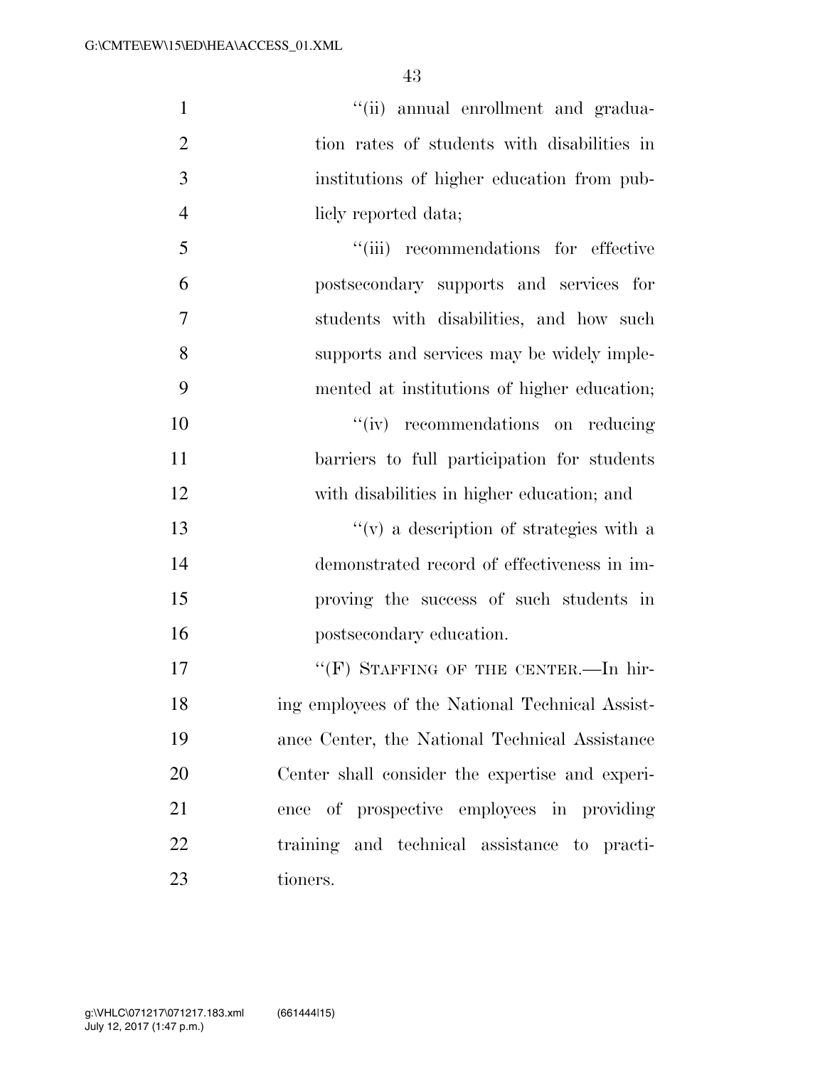"(ii) annual enrollment and graduation rates of students with disabilities in institutions of higher education from publicly reported data;

"(iii) recommendations for effective postsecondary supports and services for students with disabilities, and how such supports and services may be widely implemented at institutions of higher education;

"(iv) recommendations on reducing barriers to full participation for students with disabilities in higher education; and

"(v) a description of strategies with a demonstrated record of effectiveness in improving the success of such students in postsecondary education.

"(F) STAFFING OF THE CENTER.—In hiring employees of the National Technical Assistance Center, the National Technical Assistance Center shall consider the expertise and experience of prospective employees in providing training and technical assistance to practitioners.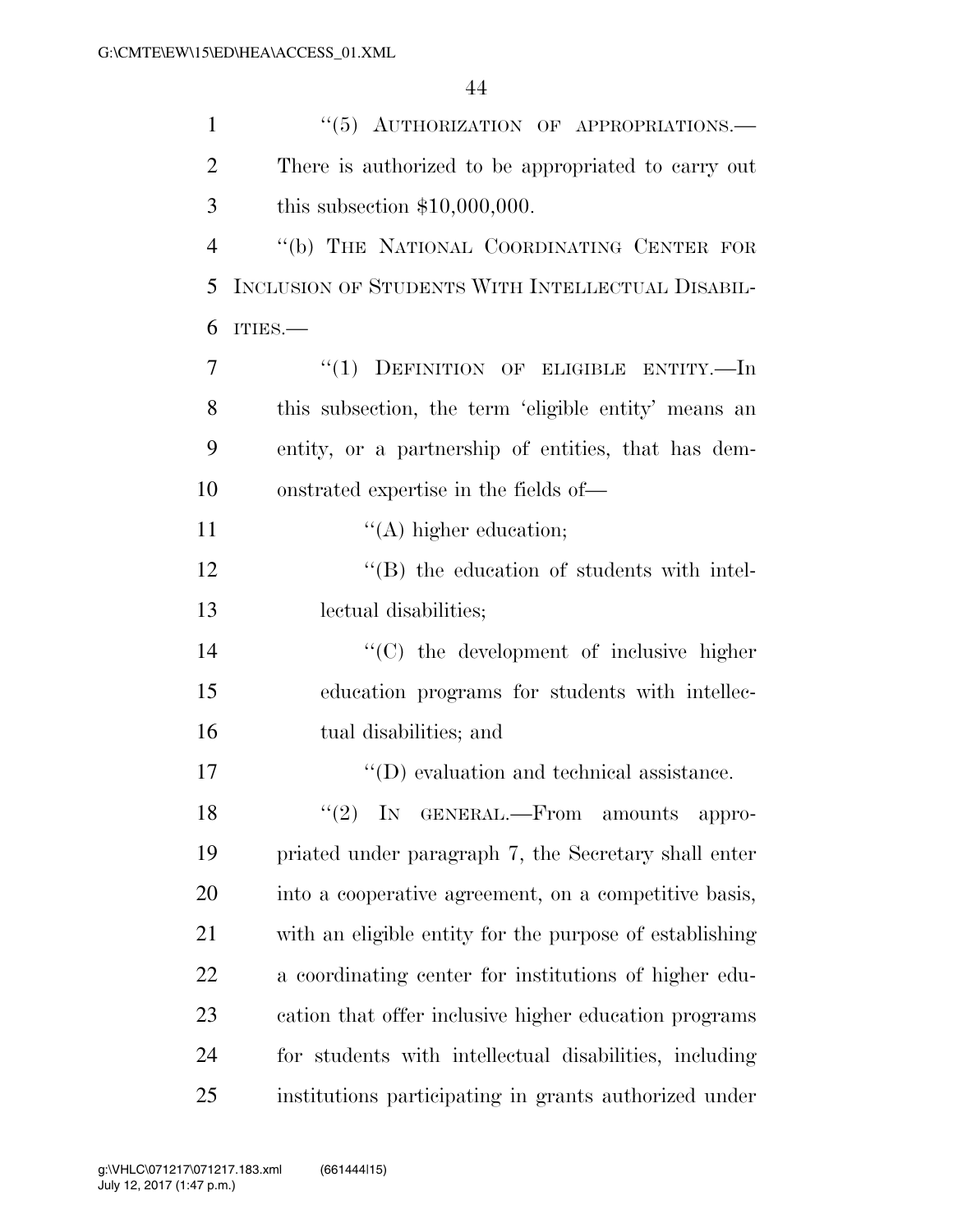''(5) AUTHORIZATION OF APPROPRIATIONS.—There is authorized to be appropriated to carry out this subsection $10,000,000.

''(b) THE NATIONAL COORDINATING CENTER FOR INCLUSION OF STUDENTS WITH INTELLECTUAL DISABILITIES.—

''(1) DEFINITION OF ELIGIBLE ENTITY.—In this subsection, the term 'eligible entity' means an entity, or a partnership of entities, that has demonstrated expertise in the fields of—

''(A) higher education;

''(B) the education of students with intellectual disabilities;

''(C) the development of inclusive higher education programs for students with intellectual disabilities; and

''(D) evaluation and technical assistance.

''(2) IN GENERAL.—From amounts appropriated under paragraph 7, the Secretary shall enter into a cooperative agreement, on a competitive basis, with an eligible entity for the purpose of establishing a coordinating center for institutions of higher education that offer inclusive higher education programs for students with intellectual disabilities, including institutions participating in grants authorized under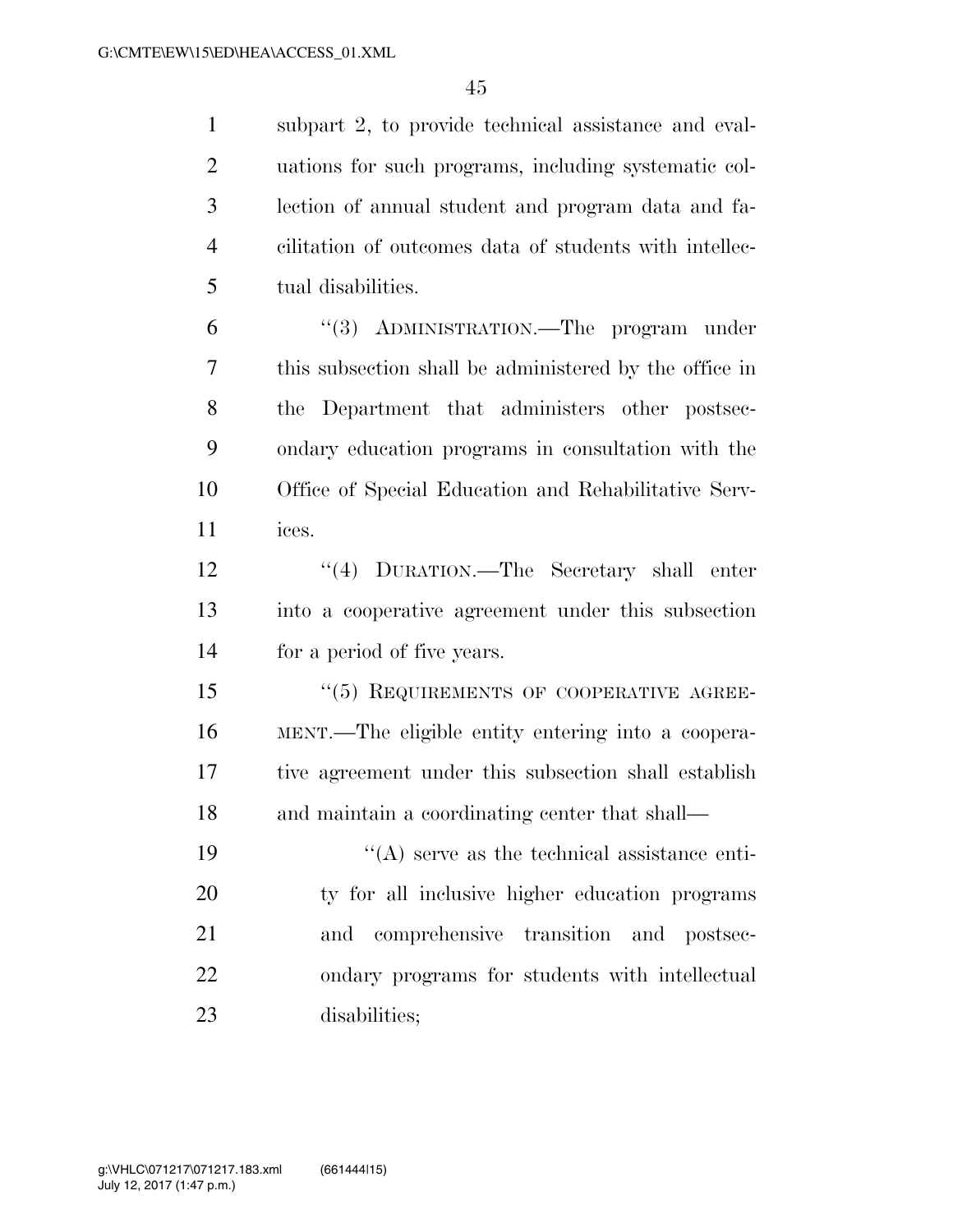subpart 2, to provide technical assistance and evaluations for such programs, including systematic collection of annual student and program data and facilitation of outcomes data of students with intellectual disabilities.

"(3) ADMINISTRATION.—The program under this subsection shall be administered by the office in the Department that administers other postsecondary education programs in consultation with the Office of Special Education and Rehabilitative Services.

"(4) DURATION.—The Secretary shall enter into a cooperative agreement under this subsection for a period of five years.

"(5) REQUIREMENTS OF COOPERATIVE AGREEMENT.—The eligible entity entering into a cooperative agreement under this subsection shall establish and maintain a coordinating center that shall—

"(A) serve as the technical assistance entity for all inclusive higher education programs and comprehensive transition and postsecondary programs for students with intellectual disabilities;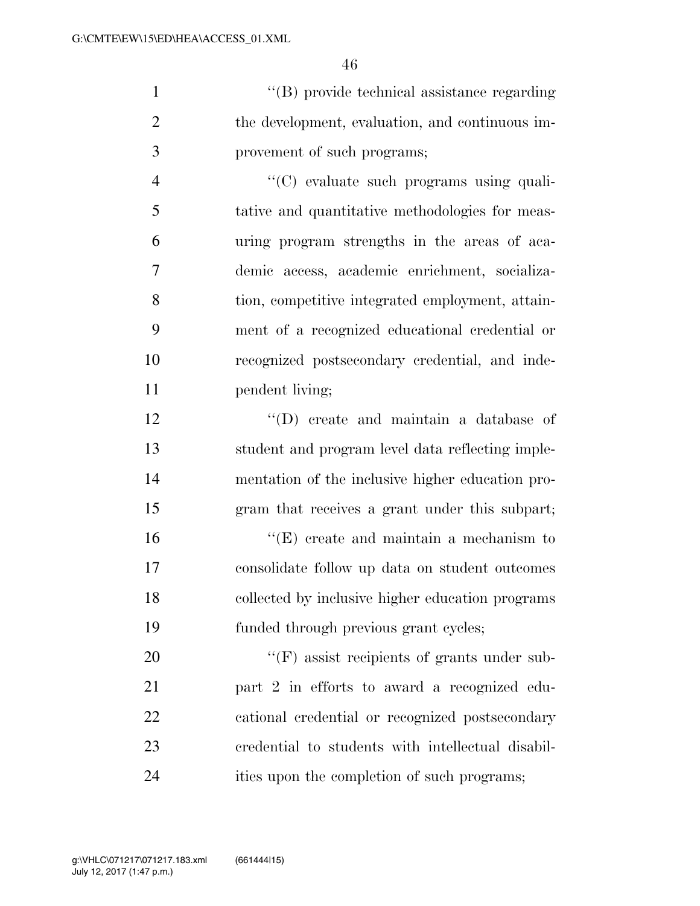''(B) provide technical assistance regarding the development, evaluation, and continuous improvement of such programs;

''(C) evaluate such programs using qualitative and quantitative methodologies for measuring program strengths in the areas of academic access, academic enrichment, socialization, competitive integrated employment, attainment of a recognized educational credential or recognized postsecondary credential, and independent living;

''(D) create and maintain a database of student and program level data reflecting implementation of the inclusive higher education program that receives a grant under this subpart;

''(E) create and maintain a mechanism to consolidate follow up data on student outcomes collected by inclusive higher education programs funded through previous grant cycles;

''(F) assist recipients of grants under subpart 2 in efforts to award a recognized educational credential or recognized postsecondary credential to students with intellectual disabilities upon the completion of such programs;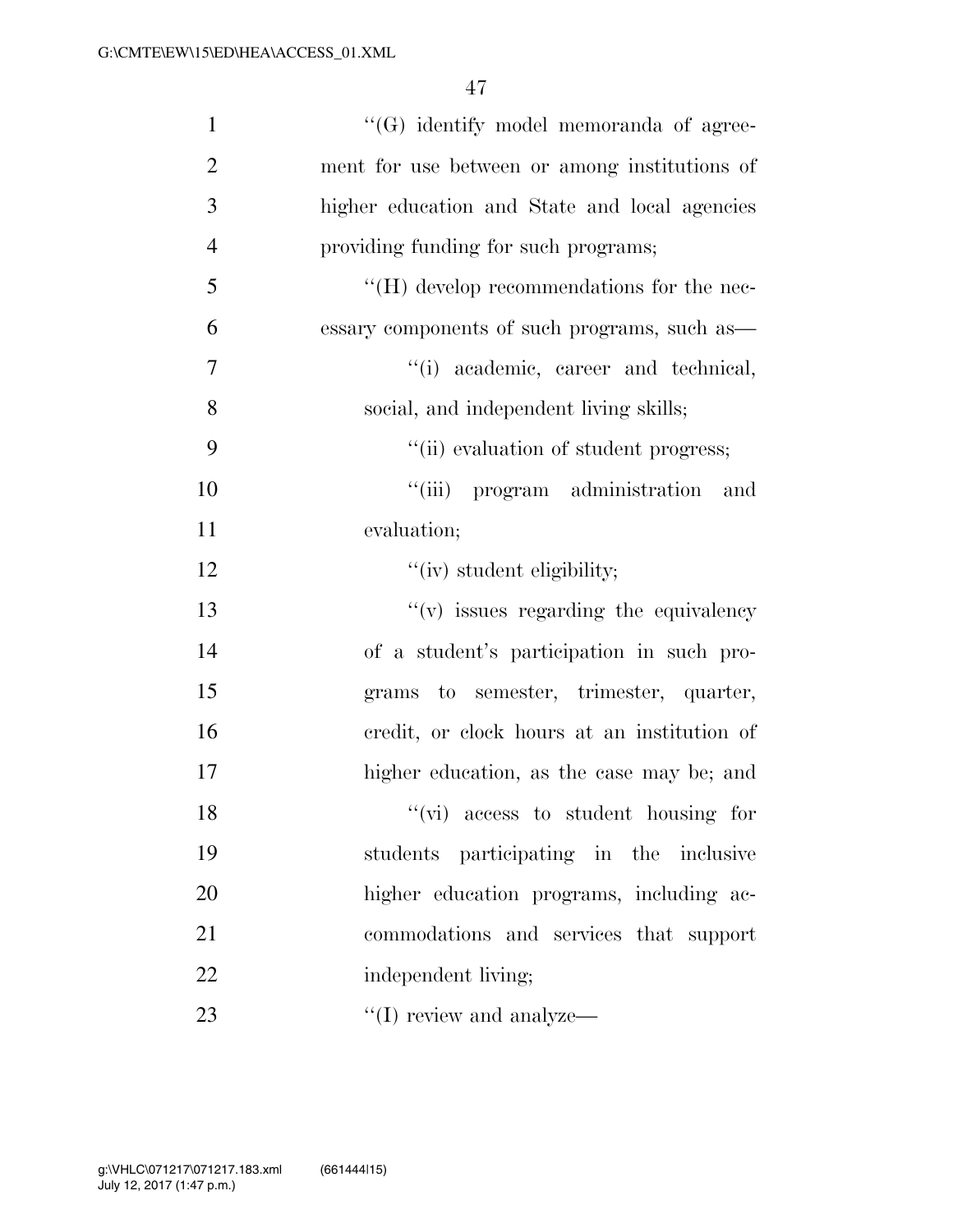''(G) identify model memoranda of agreement for use between or among institutions of higher education and State and local agencies providing funding for such programs;

''(H) develop recommendations for the necessary components of such programs, such as—

''(i) academic, career and technical, social, and independent living skills;

''(ii) evaluation of student progress;

''(iii) program administration and evaluation;

''(iv) student eligibility;

''(v) issues regarding the equivalency of a student's participation in such programs to semester, trimester, quarter, credit, or clock hours at an institution of higher education, as the case may be; and

''(vi) access to student housing for students participating in the inclusive higher education programs, including accommodations and services that support independent living;

''(I) review and analyze—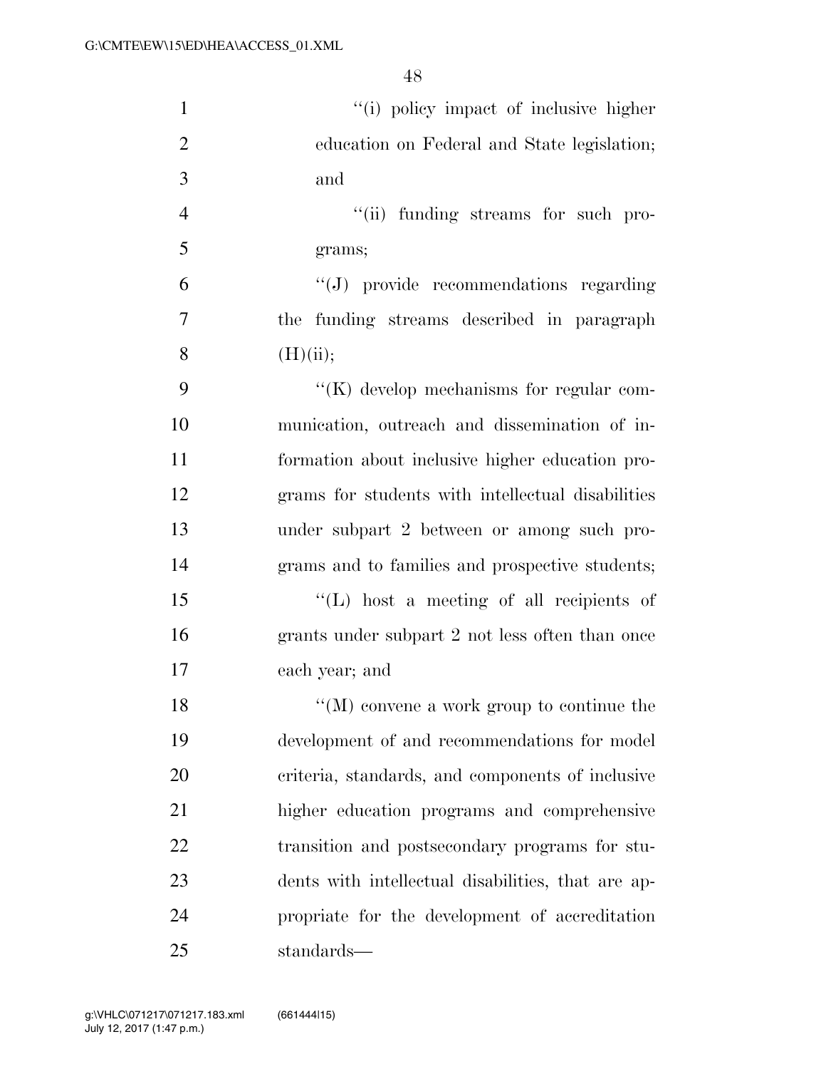''(i) policy impact of inclusive higher education on Federal and State legislation; and

''(ii) funding streams for such programs;

''(J) provide recommendations regarding the funding streams described in paragraph (H)(ii);

''(K) develop mechanisms for regular communication, outreach and dissemination of information about inclusive higher education programs for students with intellectual disabilities under subpart 2 between or among such programs and to families and prospective students;

''(L) host a meeting of all recipients of grants under subpart 2 not less often than once each year; and

''(M) convene a work group to continue the development of and recommendations for model criteria, standards, and components of inclusive higher education programs and comprehensive transition and postsecondary programs for students with intellectual disabilities, that are appropriate for the development of accreditation standards—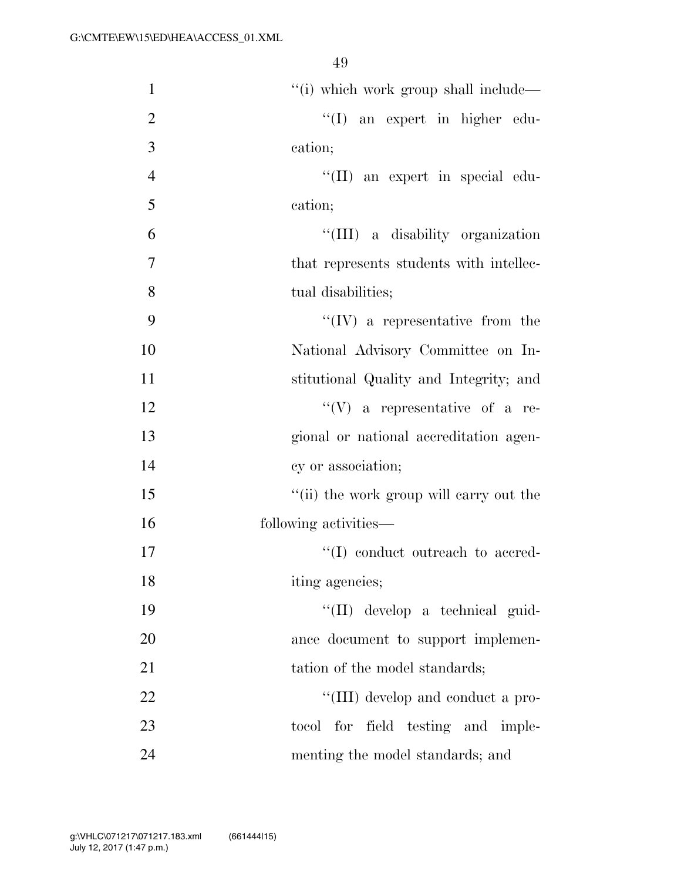''(i) which work group shall include—

''(I) an expert in higher education;

''(II) an expert in special education;

''(III) a disability organization that represents students with intellectual disabilities;

''(IV) a representative from the National Advisory Committee on Institutional Quality and Integrity; and

''(V) a representative of a regional or national accreditation agency or association;

''(ii) the work group will carry out the following activities—

''(I) conduct outreach to accrediting agencies;

''(II) develop a technical guidance document to support implementation of the model standards;

''(III) develop and conduct a protocol for field testing and implementing the model standards; and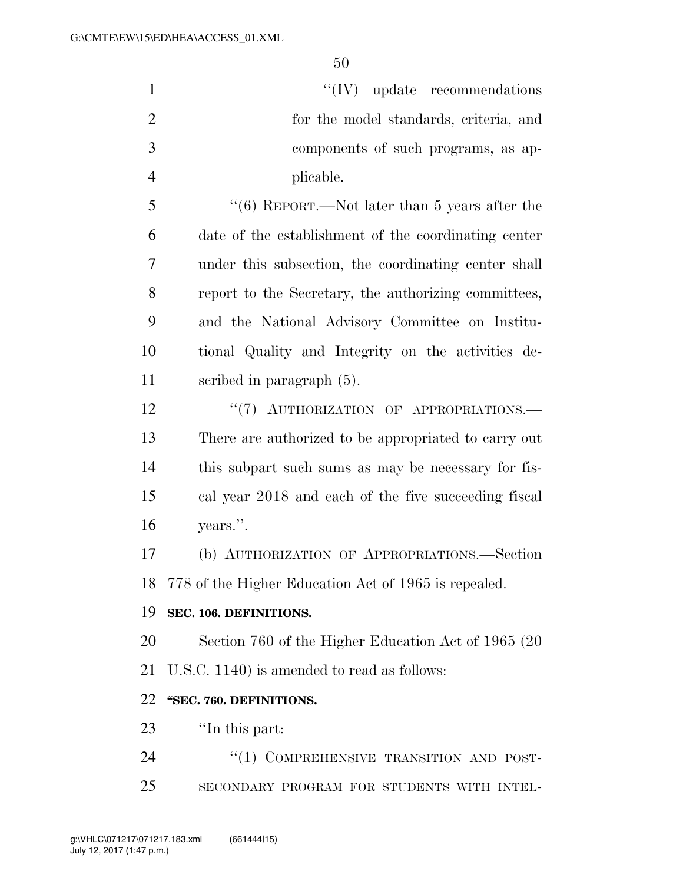''(IV) update recommendations for the model standards, criteria, and components of such programs, as applicable.

''(6) REPORT.—Not later than 5 years after the date of the establishment of the coordinating center under this subsection, the coordinating center shall report to the Secretary, the authorizing committees, and the National Advisory Committee on Institutional Quality and Integrity on the activities described in paragraph (5).

''(7) AUTHORIZATION OF APPROPRIATIONS.—There are authorized to be appropriated to carry out this subpart such sums as may be necessary for fiscal year 2018 and each of the five succeeding fiscal years.''.

(b) AUTHORIZATION OF APPROPRIATIONS.—Section 778 of the Higher Education Act of 1965 is repealed.

**SEC. 106. DEFINITIONS.**

Section 760 of the Higher Education Act of 1965 (20 U.S.C. 1140) is amended to read as follows:

**''SEC. 760. DEFINITIONS.**

''In this part:

''(1) COMPREHENSIVE TRANSITION AND POSTSECONDARY PROGRAM FOR STUDENTS WITH INTEL-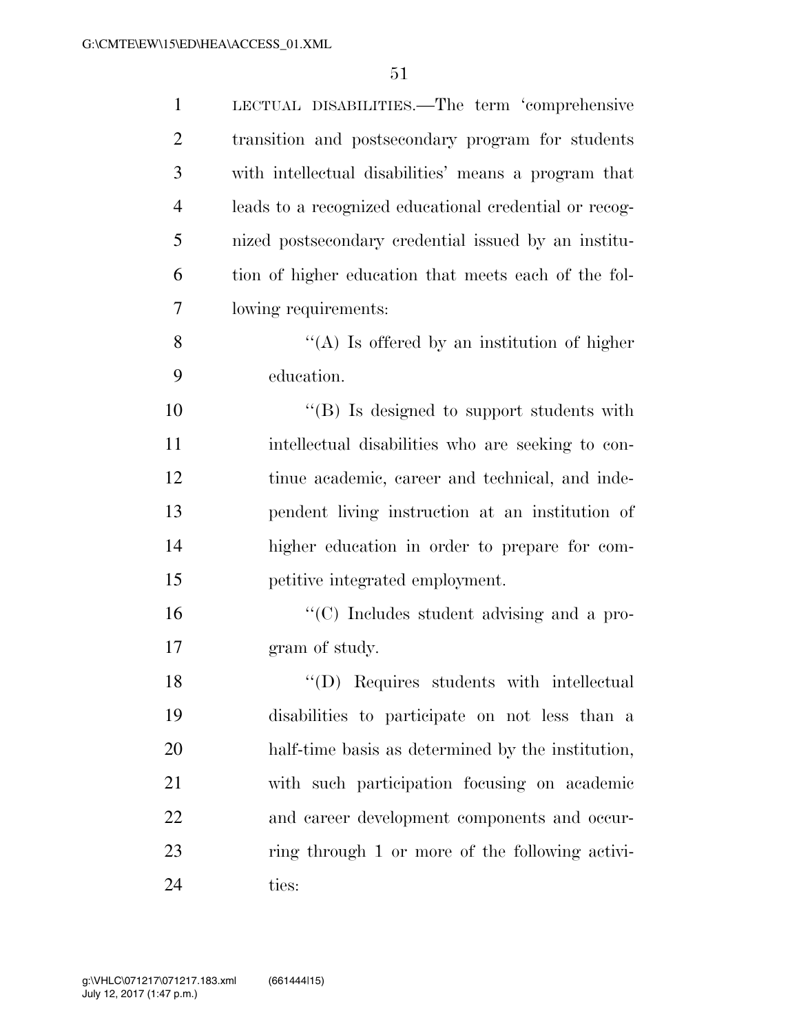LECTUAL DISABILITIES.—The term 'comprehensive transition and postsecondary program for students with intellectual disabilities' means a program that leads to a recognized educational credential or recognized postsecondary credential issued by an institution of higher education that meets each of the following requirements:

''(A) Is offered by an institution of higher education.

''(B) Is designed to support students with intellectual disabilities who are seeking to continue academic, career and technical, and independent living instruction at an institution of higher education in order to prepare for competitive integrated employment.

''(C) Includes student advising and a program of study.

''(D) Requires students with intellectual disabilities to participate on not less than a half-time basis as determined by the institution, with such participation focusing on academic and career development components and occurring through 1 or more of the following activities: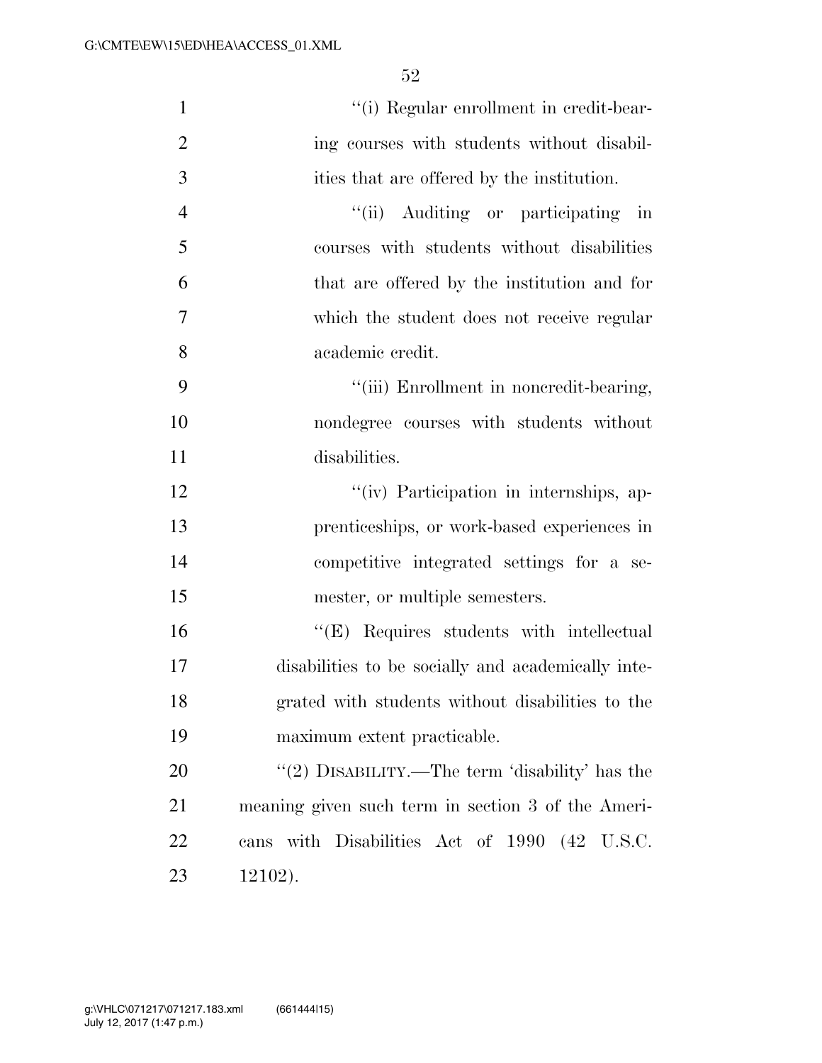"(i) Regular enrollment in credit-bearing courses with students without disabilities that are offered by the institution.

"(ii) Auditing or participating in courses with students without disabilities that are offered by the institution and for which the student does not receive regular academic credit.

"(iii) Enrollment in noncredit-bearing, nondegree courses with students without disabilities.

"(iv) Participation in internships, apprenticeships, or work-based experiences in competitive integrated settings for a semester, or multiple semesters.

"(E) Requires students with intellectual disabilities to be socially and academically integrated with students without disabilities to the maximum extent practicable.

"(2) DISABILITY.—The term 'disability' has the meaning given such term in section 3 of the Americans with Disabilities Act of 1990 (42 U.S.C. 12102).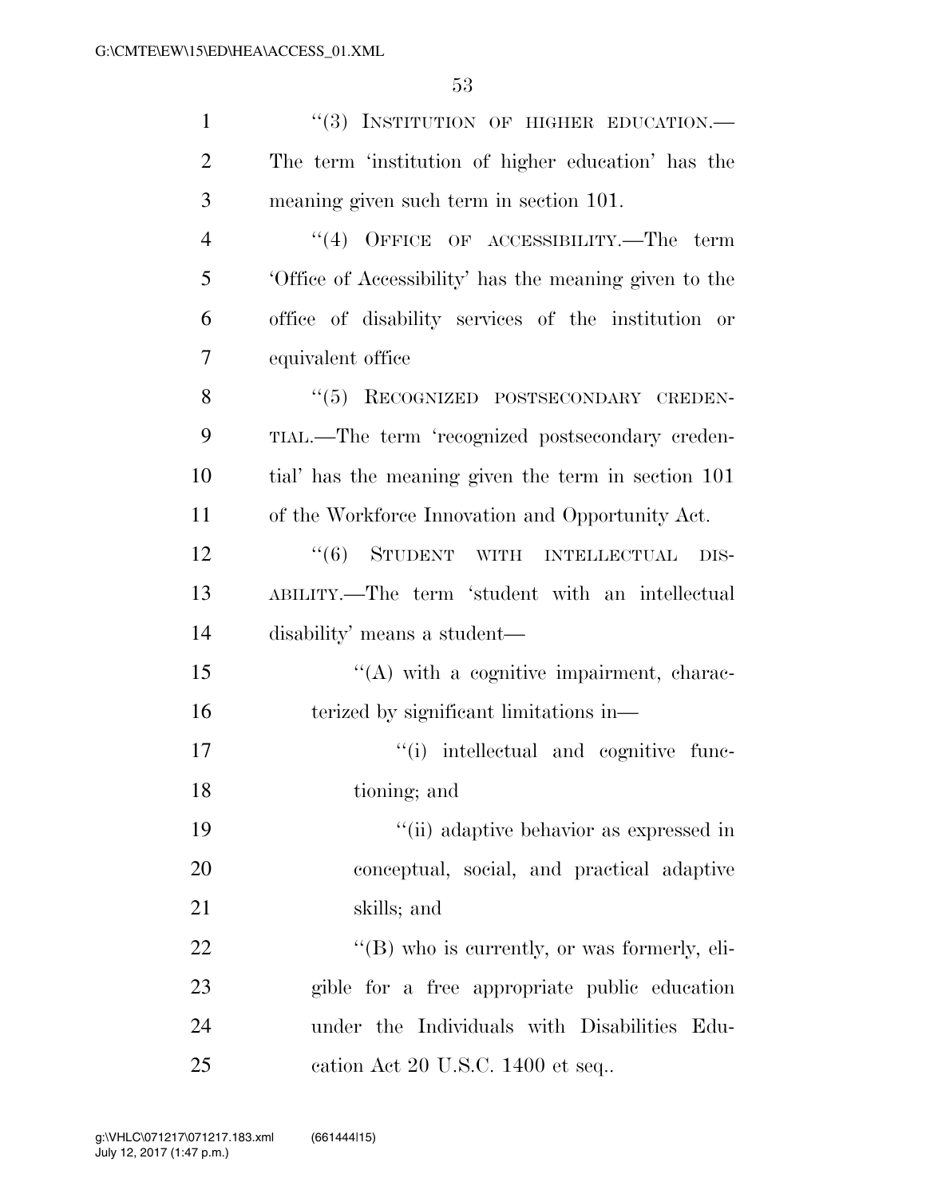"(3) INSTITUTION OF HIGHER EDUCATION.—The term 'institution of higher education' has the meaning given such term in section 101.

"(4) OFFICE OF ACCESSIBILITY.—The term 'Office of Accessibility' has the meaning given to the office of disability services of the institution or equivalent office

"(5) RECOGNIZED POSTSECONDARY CREDENTIAL.—The term 'recognized postsecondary credential' has the meaning given the term in section 101 of the Workforce Innovation and Opportunity Act.

"(6) STUDENT WITH INTELLECTUAL DISABILITY.—The term 'student with an intellectual disability' means a student—

"(A) with a cognitive impairment, characterized by significant limitations in—

"(i) intellectual and cognitive functioning; and

"(ii) adaptive behavior as expressed in conceptual, social, and practical adaptive skills; and

"(B) who is currently, or was formerly, eligible for a free appropriate public education under the Individuals with Disabilities Education Act 20 U.S.C. 1400 et seq..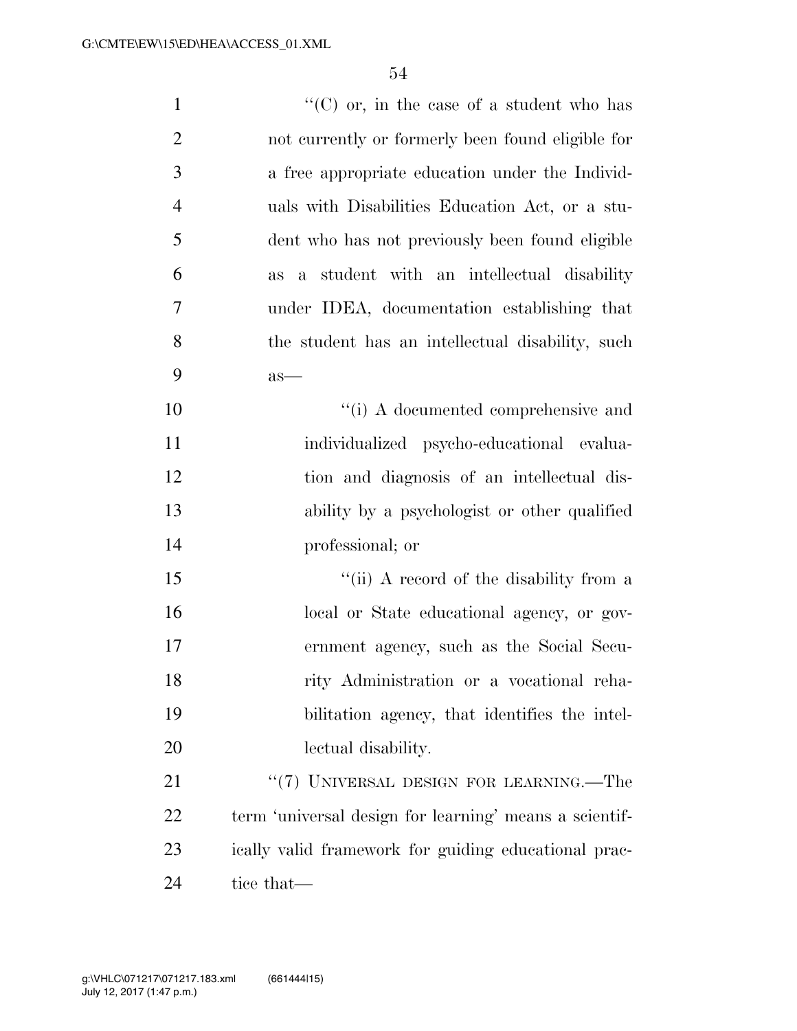''(C) or, in the case of a student who has not currently or formerly been found eligible for a free appropriate education under the Individuals with Disabilities Education Act, or a student who has not previously been found eligible as a student with an intellectual disability under IDEA, documentation establishing that the student has an intellectual disability, such as—

''(i) A documented comprehensive and individualized psycho-educational evaluation and diagnosis of an intellectual disability by a psychologist or other qualified professional; or

''(ii) A record of the disability from a local or State educational agency, or government agency, such as the Social Security Administration or a vocational rehabilitation agency, that identifies the intellectual disability.

''(7) UNIVERSAL DESIGN FOR LEARNING.—The term 'universal design for learning' means a scientifically valid framework for guiding educational practice that—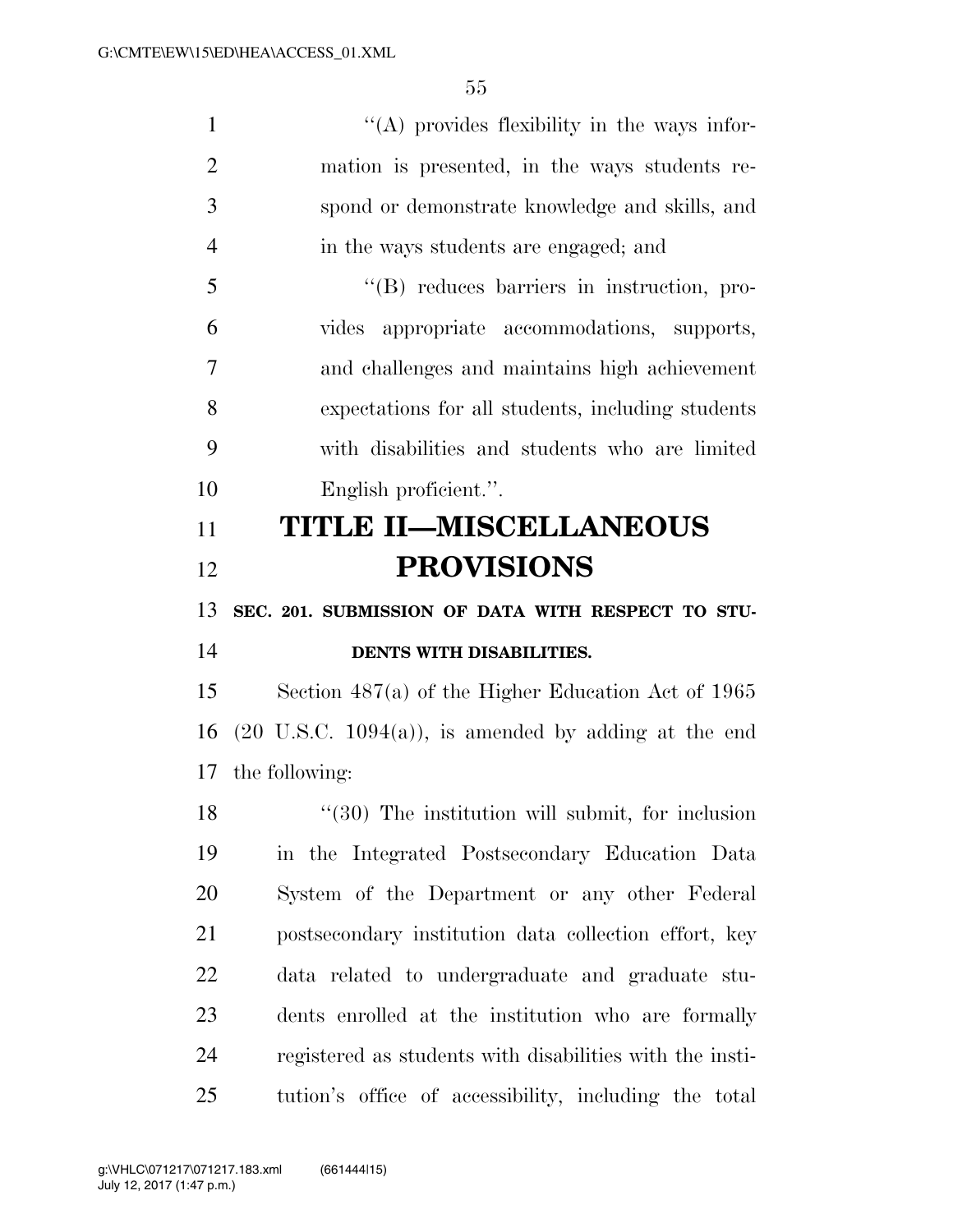''(A) provides flexibility in the ways information is presented, in the ways students respond or demonstrate knowledge and skills, and in the ways students are engaged; and

''(B) reduces barriers in instruction, provides appropriate accommodations, supports, and challenges and maintains high achievement expectations for all students, including students with disabilities and students who are limited English proficient.''.

# TITLE II—MISCELLANEOUS PROVISIONS

## SEC. 201. SUBMISSION OF DATA WITH RESPECT TO STUDENTS WITH DISABILITIES.

Section 487(a) of the Higher Education Act of 1965 (20 U.S.C. 1094(a)), is amended by adding at the end the following:

''(30) The institution will submit, for inclusion in the Integrated Postsecondary Education Data System of the Department or any other Federal postsecondary institution data collection effort, key data related to undergraduate and graduate students enrolled at the institution who are formally registered as students with disabilities with the institution's office of accessibility, including the total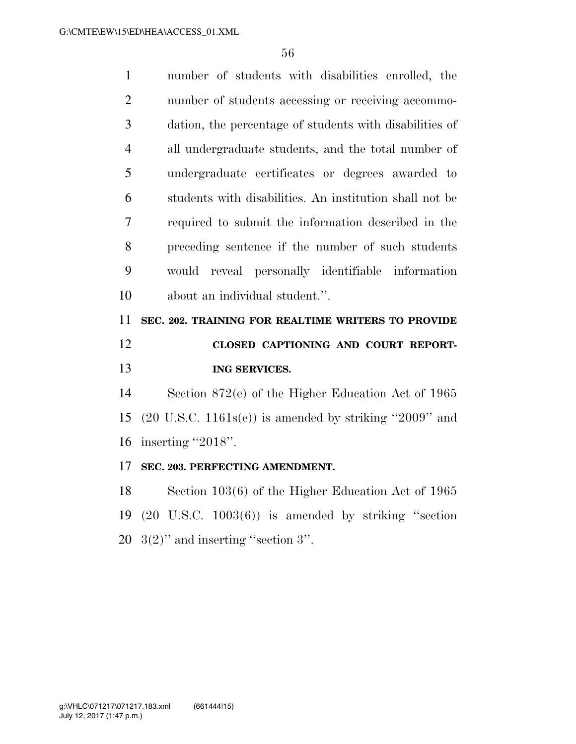number of students with disabilities enrolled, the number of students accessing or receiving accommodation, the percentage of students with disabilities of all undergraduate students, and the total number of undergraduate certificates or degrees awarded to students with disabilities. An institution shall not be required to submit the information described in the preceding sentence if the number of such students would reveal personally identifiable information about an individual student.''.

**SEC. 202. TRAINING FOR REALTIME WRITERS TO PROVIDE CLOSED CAPTIONING AND COURT REPORTING SERVICES.**

Section 872(e) of the Higher Education Act of 1965 (20 U.S.C. 1161s(e)) is amended by striking ''2009'' and inserting ''2018''.

**SEC. 203. PERFECTING AMENDMENT.**

Section 103(6) of the Higher Education Act of 1965 (20 U.S.C. 1003(6)) is amended by striking ''section 3(2)'' and inserting ''section 3''.